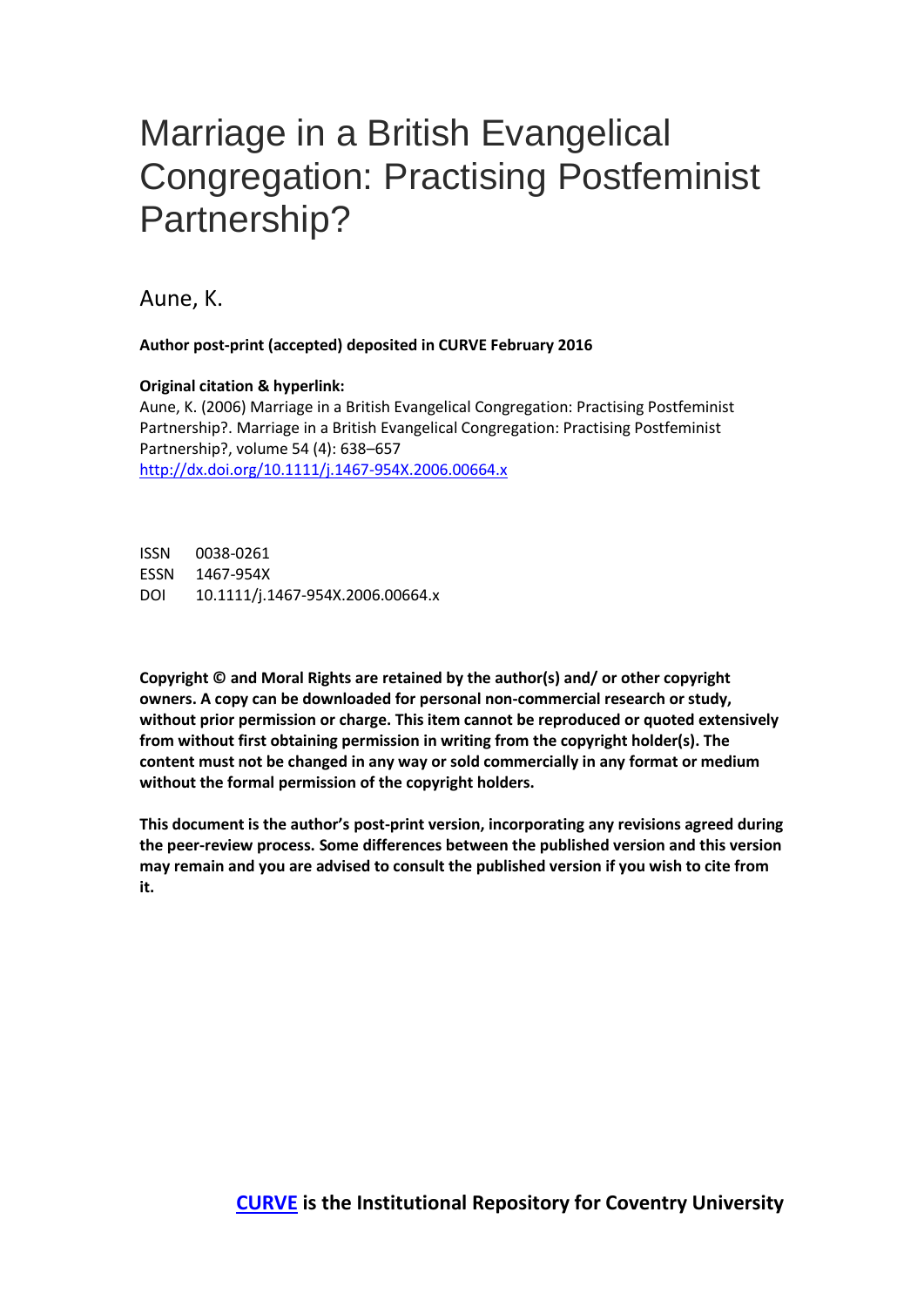# Marriage in a British Evangelical Congregation: Practising Postfeminist Partnership?

Aune, K.

**Author post-print (accepted) deposited in CURVE February 2016**

**Original citation & hyperlink:**

Aune, K. (2006) Marriage in a British Evangelical Congregation: Practising Postfeminist Partnership?. Marriage in a British Evangelical Congregation: Practising Postfeminist Partnership?, volume 54 (4): 638–657

http://dx.doi.org/10.1111/j.1467-954X.2006.00664.x

ISSN 0038-0261
ESSN 1467-954X
DOI 10.1111/j.1467-954X.2006.00664.x

**Copyright © and Moral Rights are retained by the author(s) and/ or other copyright owners. A copy can be downloaded for personal non-commercial research or study, without prior permission or charge. This item cannot be reproduced or quoted extensively from without first obtaining permission in writing from the copyright holder(s). The content must not be changed in any way or sold commercially in any format or medium without the formal permission of the copyright holders.**

**This document is the author's post-print version, incorporating any revisions agreed during the peer-review process. Some differences between the published version and this version may remain and you are advised to consult the published version if you wish to cite from it.**

**CURVE is the Institutional Repository for Coventry University**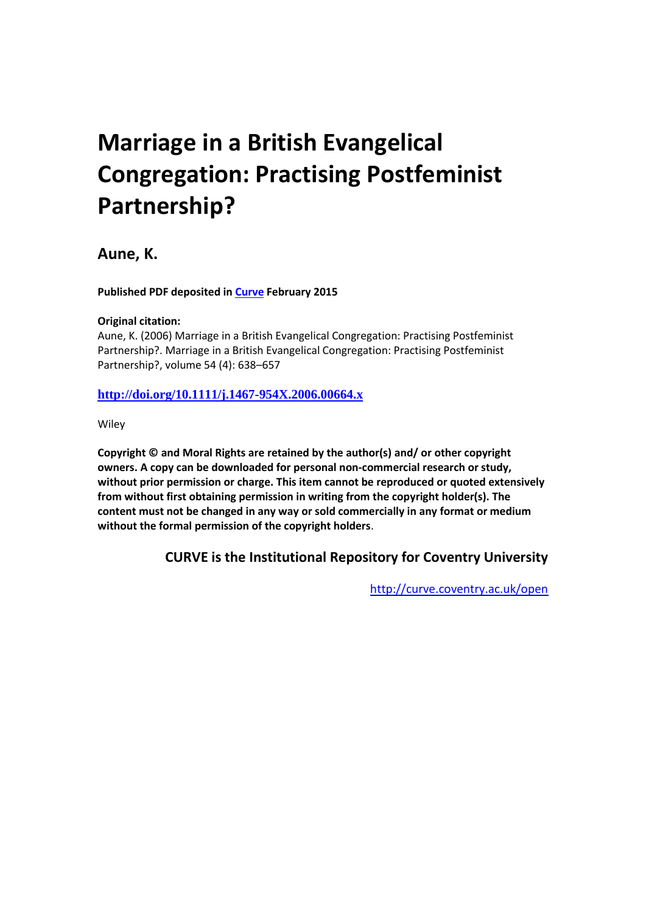# Marriage in a British Evangelical Congregation: Practising Postfeminist Partnership?

**Aune, K.**

**Published PDF deposited in [Curve](http://curve.coventry.ac.uk/open) February 2015**

**Original citation:**
Aune, K. (2006) Marriage in a British Evangelical Congregation: Practising Postfeminist Partnership?. Marriage in a British Evangelical Congregation: Practising Postfeminist Partnership?, volume 54 (4): 638–657

**http://doi.org/10.1111/j.1467-954X.2006.00664.x**

Wiley

**Copyright © and Moral Rights are retained by the author(s) and/ or other copyright owners. A copy can be downloaded for personal non-commercial research or study, without prior permission or charge. This item cannot be reproduced or quoted extensively from without first obtaining permission in writing from the copyright holder(s). The content must not be changed in any way or sold commercially in any format or medium without the formal permission of the copyright holders**.

**CURVE is the Institutional Repository for Coventry University**

http://curve.coventry.ac.uk/open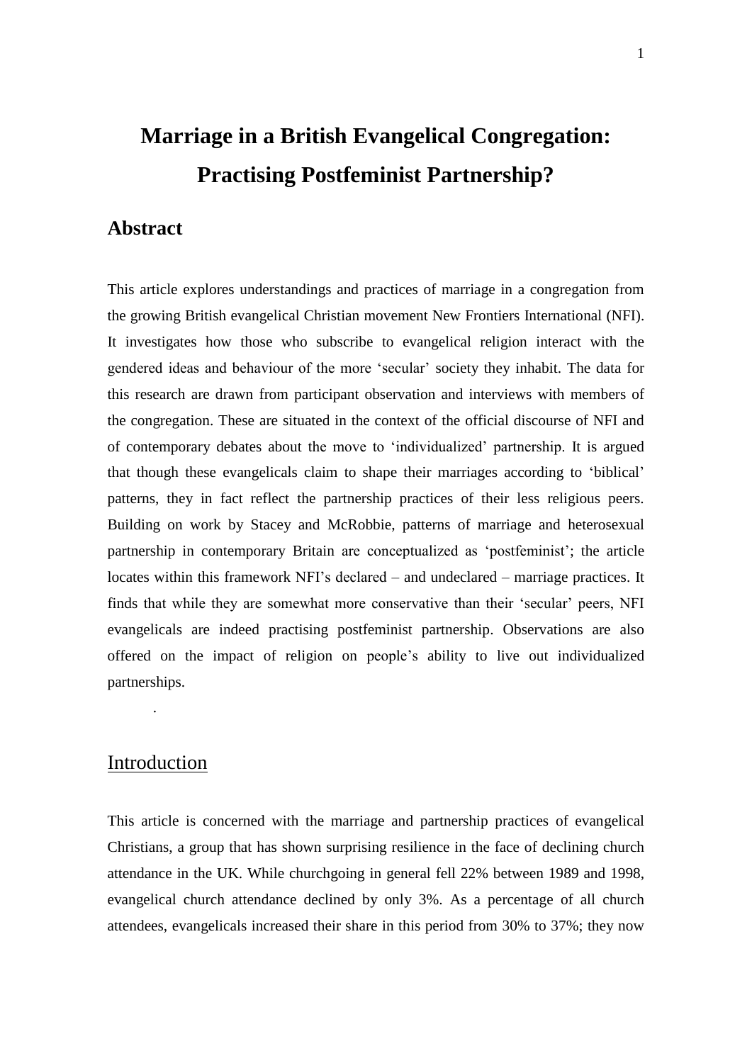# Marriage in a British Evangelical Congregation: Practising Postfeminist Partnership?

## Abstract

This article explores understandings and practices of marriage in a congregation from the growing British evangelical Christian movement New Frontiers International (NFI). It investigates how those who subscribe to evangelical religion interact with the gendered ideas and behaviour of the more 'secular' society they inhabit. The data for this research are drawn from participant observation and interviews with members of the congregation. These are situated in the context of the official discourse of NFI and of contemporary debates about the move to 'individualized' partnership. It is argued that though these evangelicals claim to shape their marriages according to 'biblical' patterns, they in fact reflect the partnership practices of their less religious peers. Building on work by Stacey and McRobbie, patterns of marriage and heterosexual partnership in contemporary Britain are conceptualized as 'postfeminist'; the article locates within this framework NFI's declared – and undeclared – marriage practices. It finds that while they are somewhat more conservative than their 'secular' peers, NFI evangelicals are indeed practising postfeminist partnership. Observations are also offered on the impact of religion on people's ability to live out individualized partnerships.

.

## Introduction

This article is concerned with the marriage and partnership practices of evangelical Christians, a group that has shown surprising resilience in the face of declining church attendance in the UK. While churchgoing in general fell 22% between 1989 and 1998, evangelical church attendance declined by only 3%. As a percentage of all church attendees, evangelicals increased their share in this period from 30% to 37%; they now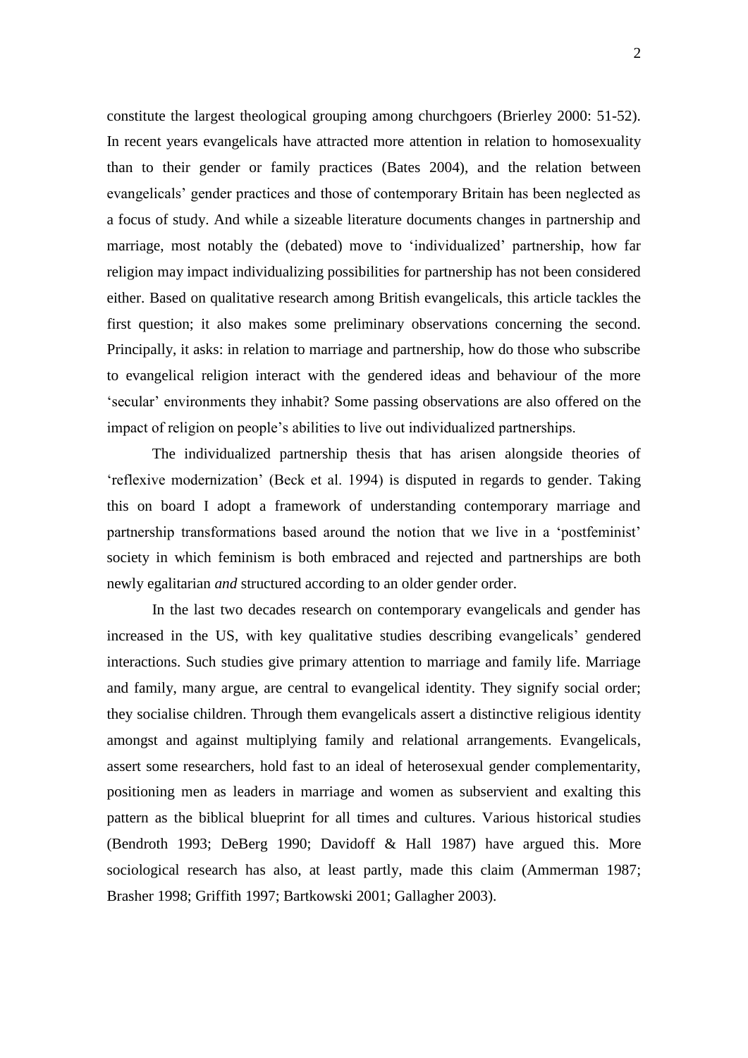constitute the largest theological grouping among churchgoers (Brierley 2000: 51-52). In recent years evangelicals have attracted more attention in relation to homosexuality than to their gender or family practices (Bates 2004), and the relation between evangelicals' gender practices and those of contemporary Britain has been neglected as a focus of study. And while a sizeable literature documents changes in partnership and marriage, most notably the (debated) move to 'individualized' partnership, how far religion may impact individualizing possibilities for partnership has not been considered either. Based on qualitative research among British evangelicals, this article tackles the first question; it also makes some preliminary observations concerning the second. Principally, it asks: in relation to marriage and partnership, how do those who subscribe to evangelical religion interact with the gendered ideas and behaviour of the more 'secular' environments they inhabit? Some passing observations are also offered on the impact of religion on people's abilities to live out individualized partnerships.

The individualized partnership thesis that has arisen alongside theories of 'reflexive modernization' (Beck et al. 1994) is disputed in regards to gender. Taking this on board I adopt a framework of understanding contemporary marriage and partnership transformations based around the notion that we live in a 'postfeminist' society in which feminism is both embraced and rejected and partnerships are both newly egalitarian *and* structured according to an older gender order.

In the last two decades research on contemporary evangelicals and gender has increased in the US, with key qualitative studies describing evangelicals' gendered interactions. Such studies give primary attention to marriage and family life. Marriage and family, many argue, are central to evangelical identity. They signify social order; they socialise children. Through them evangelicals assert a distinctive religious identity amongst and against multiplying family and relational arrangements. Evangelicals, assert some researchers, hold fast to an ideal of heterosexual gender complementarity, positioning men as leaders in marriage and women as subservient and exalting this pattern as the biblical blueprint for all times and cultures. Various historical studies (Bendroth 1993; DeBerg 1990; Davidoff & Hall 1987) have argued this. More sociological research has also, at least partly, made this claim (Ammerman 1987; Brasher 1998; Griffith 1997; Bartkowski 2001; Gallagher 2003).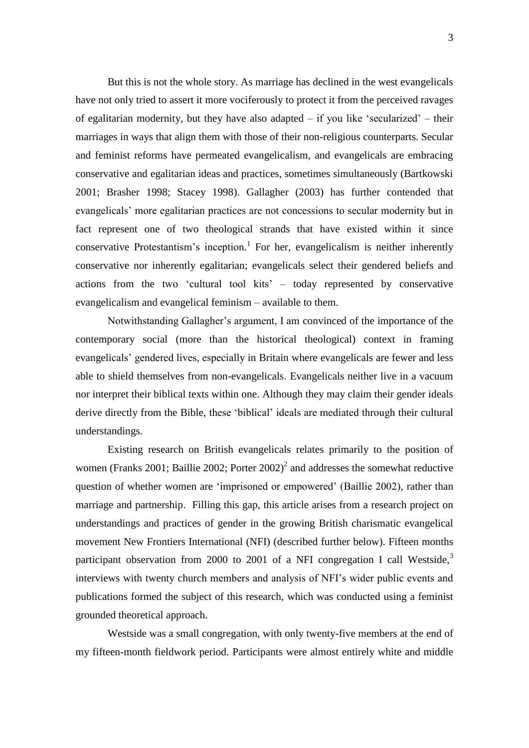But this is not the whole story. As marriage has declined in the west evangelicals have not only tried to assert it more vociferously to protect it from the perceived ravages of egalitarian modernity, but they have also adapted – if you like 'secularized' – their marriages in ways that align them with those of their non-religious counterparts. Secular and feminist reforms have permeated evangelicalism, and evangelicals are embracing conservative and egalitarian ideas and practices, sometimes simultaneously (Bartkowski 2001; Brasher 1998; Stacey 1998). Gallagher (2003) has further contended that evangelicals' more egalitarian practices are not concessions to secular modernity but in fact represent one of two theological strands that have existed within it since conservative Protestantism's inception.[1] For her, evangelicalism is neither inherently conservative nor inherently egalitarian; evangelicals select their gendered beliefs and actions from the two 'cultural tool kits' – today represented by conservative evangelicalism and evangelical feminism – available to them.

Notwithstanding Gallagher's argument, I am convinced of the importance of the contemporary social (more than the historical theological) context in framing evangelicals' gendered lives, especially in Britain where evangelicals are fewer and less able to shield themselves from non-evangelicals. Evangelicals neither live in a vacuum nor interpret their biblical texts within one. Although they may claim their gender ideals derive directly from the Bible, these 'biblical' ideals are mediated through their cultural understandings.

Existing research on British evangelicals relates primarily to the position of women (Franks 2001; Baillie 2002; Porter 2002)[2] and addresses the somewhat reductive question of whether women are 'imprisoned or empowered' (Baillie 2002), rather than marriage and partnership. Filling this gap, this article arises from a research project on understandings and practices of gender in the growing British charismatic evangelical movement New Frontiers International (NFI) (described further below). Fifteen months participant observation from 2000 to 2001 of a NFI congregation I call Westside,[3] interviews with twenty church members and analysis of NFI's wider public events and publications formed the subject of this research, which was conducted using a feminist grounded theoretical approach.

Westside was a small congregation, with only twenty-five members at the end of my fifteen-month fieldwork period. Participants were almost entirely white and middle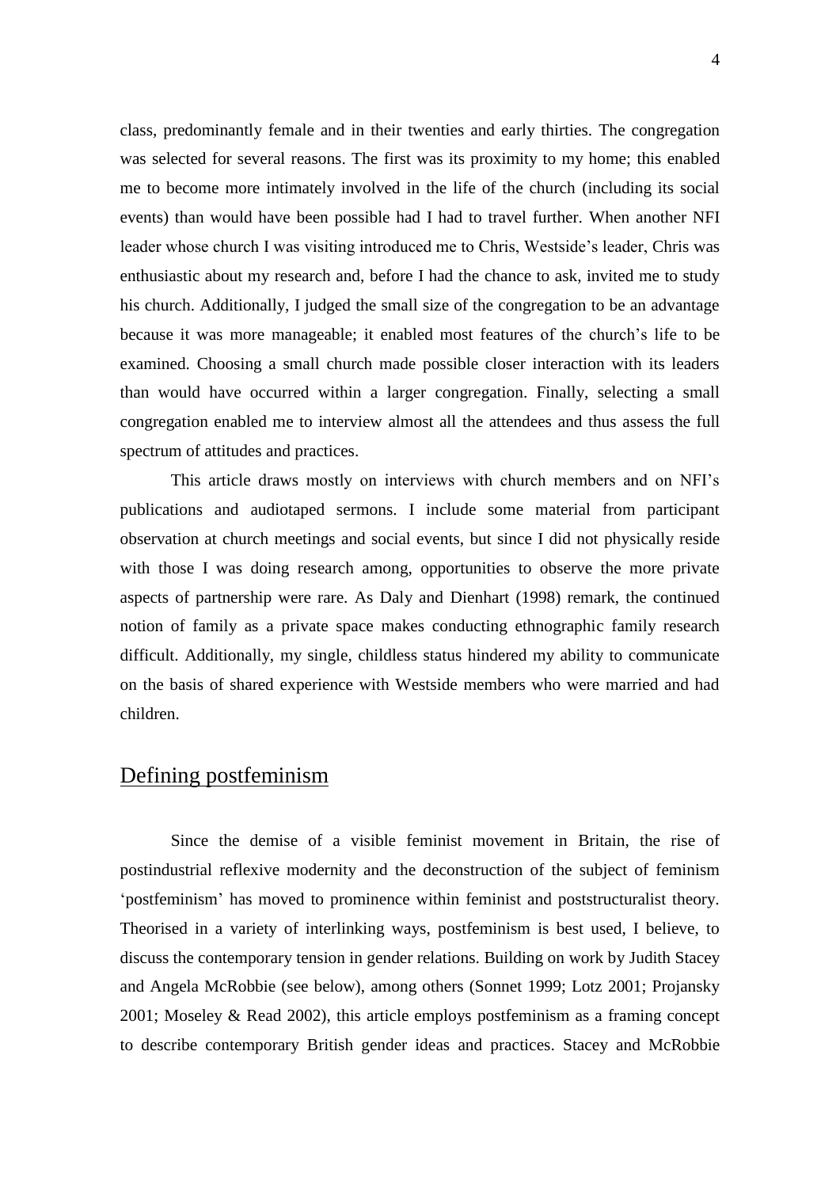class, predominantly female and in their twenties and early thirties. The congregation was selected for several reasons. The first was its proximity to my home; this enabled me to become more intimately involved in the life of the church (including its social events) than would have been possible had I had to travel further. When another NFI leader whose church I was visiting introduced me to Chris, Westside's leader, Chris was enthusiastic about my research and, before I had the chance to ask, invited me to study his church. Additionally, I judged the small size of the congregation to be an advantage because it was more manageable; it enabled most features of the church's life to be examined. Choosing a small church made possible closer interaction with its leaders than would have occurred within a larger congregation. Finally, selecting a small congregation enabled me to interview almost all the attendees and thus assess the full spectrum of attitudes and practices.

This article draws mostly on interviews with church members and on NFI's publications and audiotaped sermons. I include some material from participant observation at church meetings and social events, but since I did not physically reside with those I was doing research among, opportunities to observe the more private aspects of partnership were rare. As Daly and Dienhart (1998) remark, the continued notion of family as a private space makes conducting ethnographic family research difficult. Additionally, my single, childless status hindered my ability to communicate on the basis of shared experience with Westside members who were married and had children.

## Defining postfeminism

Since the demise of a visible feminist movement in Britain, the rise of postindustrial reflexive modernity and the deconstruction of the subject of feminism 'postfeminism' has moved to prominence within feminist and poststructuralist theory. Theorised in a variety of interlinking ways, postfeminism is best used, I believe, to discuss the contemporary tension in gender relations. Building on work by Judith Stacey and Angela McRobbie (see below), among others (Sonnet 1999; Lotz 2001; Projansky 2001; Moseley & Read 2002), this article employs postfeminism as a framing concept to describe contemporary British gender ideas and practices. Stacey and McRobbie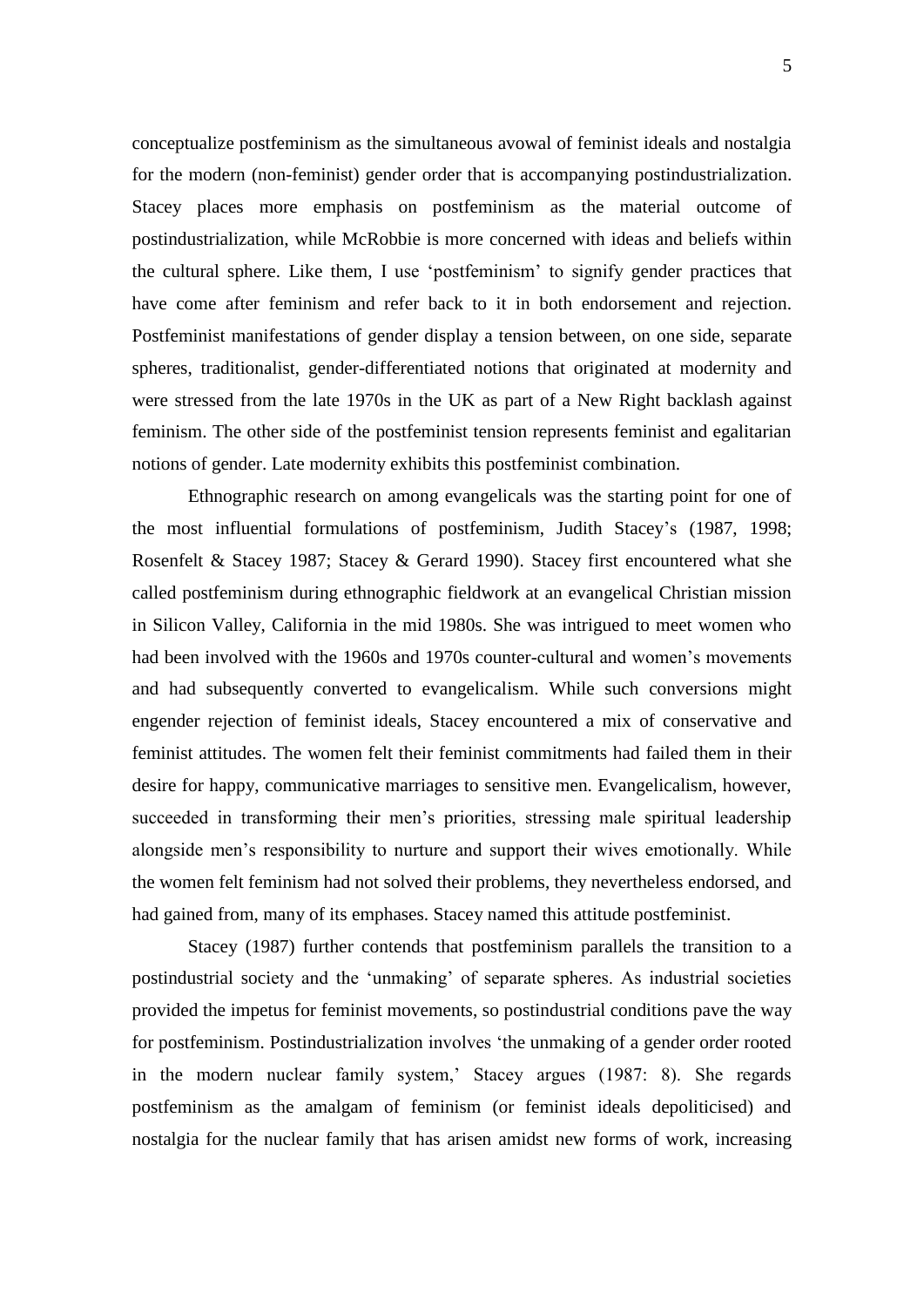conceptualize postfeminism as the simultaneous avowal of feminist ideals and nostalgia for the modern (non-feminist) gender order that is accompanying postindustrialization. Stacey places more emphasis on postfeminism as the material outcome of postindustrialization, while McRobbie is more concerned with ideas and beliefs within the cultural sphere. Like them, I use 'postfeminism' to signify gender practices that have come after feminism and refer back to it in both endorsement and rejection. Postfeminist manifestations of gender display a tension between, on one side, separate spheres, traditionalist, gender-differentiated notions that originated at modernity and were stressed from the late 1970s in the UK as part of a New Right backlash against feminism. The other side of the postfeminist tension represents feminist and egalitarian notions of gender. Late modernity exhibits this postfeminist combination.

Ethnographic research on among evangelicals was the starting point for one of the most influential formulations of postfeminism, Judith Stacey's (1987, 1998; Rosenfelt & Stacey 1987; Stacey & Gerard 1990). Stacey first encountered what she called postfeminism during ethnographic fieldwork at an evangelical Christian mission in Silicon Valley, California in the mid 1980s. She was intrigued to meet women who had been involved with the 1960s and 1970s counter-cultural and women's movements and had subsequently converted to evangelicalism. While such conversions might engender rejection of feminist ideals, Stacey encountered a mix of conservative and feminist attitudes. The women felt their feminist commitments had failed them in their desire for happy, communicative marriages to sensitive men. Evangelicalism, however, succeeded in transforming their men's priorities, stressing male spiritual leadership alongside men's responsibility to nurture and support their wives emotionally. While the women felt feminism had not solved their problems, they nevertheless endorsed, and had gained from, many of its emphases. Stacey named this attitude postfeminist.

Stacey (1987) further contends that postfeminism parallels the transition to a postindustrial society and the 'unmaking' of separate spheres. As industrial societies provided the impetus for feminist movements, so postindustrial conditions pave the way for postfeminism. Postindustrialization involves 'the unmaking of a gender order rooted in the modern nuclear family system,' Stacey argues (1987: 8). She regards postfeminism as the amalgam of feminism (or feminist ideals depoliticised) and nostalgia for the nuclear family that has arisen amidst new forms of work, increasing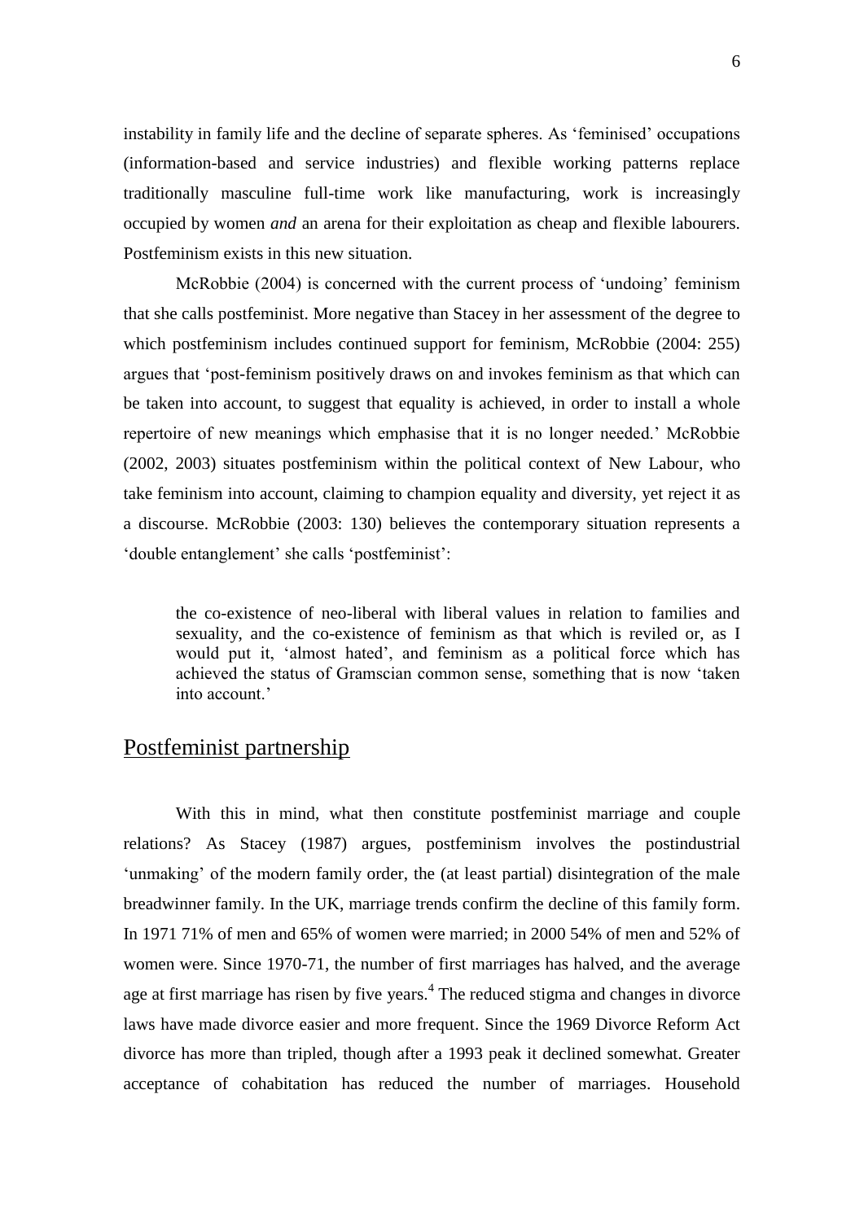instability in family life and the decline of separate spheres. As 'feminised' occupations (information-based and service industries) and flexible working patterns replace traditionally masculine full-time work like manufacturing, work is increasingly occupied by women *and* an arena for their exploitation as cheap and flexible labourers. Postfeminism exists in this new situation.

McRobbie (2004) is concerned with the current process of 'undoing' feminism that she calls postfeminist. More negative than Stacey in her assessment of the degree to which postfeminism includes continued support for feminism, McRobbie (2004: 255) argues that 'post-feminism positively draws on and invokes feminism as that which can be taken into account, to suggest that equality is achieved, in order to install a whole repertoire of new meanings which emphasise that it is no longer needed.' McRobbie (2002, 2003) situates postfeminism within the political context of New Labour, who take feminism into account, claiming to champion equality and diversity, yet reject it as a discourse. McRobbie (2003: 130) believes the contemporary situation represents a 'double entanglement' she calls 'postfeminist':

> the co-existence of neo-liberal with liberal values in relation to families and sexuality, and the co-existence of feminism as that which is reviled or, as I would put it, 'almost hated', and feminism as a political force which has achieved the status of Gramscian common sense, something that is now 'taken into account.'

## Postfeminist partnership

With this in mind, what then constitute postfeminist marriage and couple relations? As Stacey (1987) argues, postfeminism involves the postindustrial 'unmaking' of the modern family order, the (at least partial) disintegration of the male breadwinner family. In the UK, marriage trends confirm the decline of this family form. In 1971 71% of men and 65% of women were married; in 2000 54% of men and 52% of women were. Since 1970-71, the number of first marriages has halved, and the average age at first marriage has risen by five years.[4] The reduced stigma and changes in divorce laws have made divorce easier and more frequent. Since the 1969 Divorce Reform Act divorce has more than tripled, though after a 1993 peak it declined somewhat. Greater acceptance of cohabitation has reduced the number of marriages. Household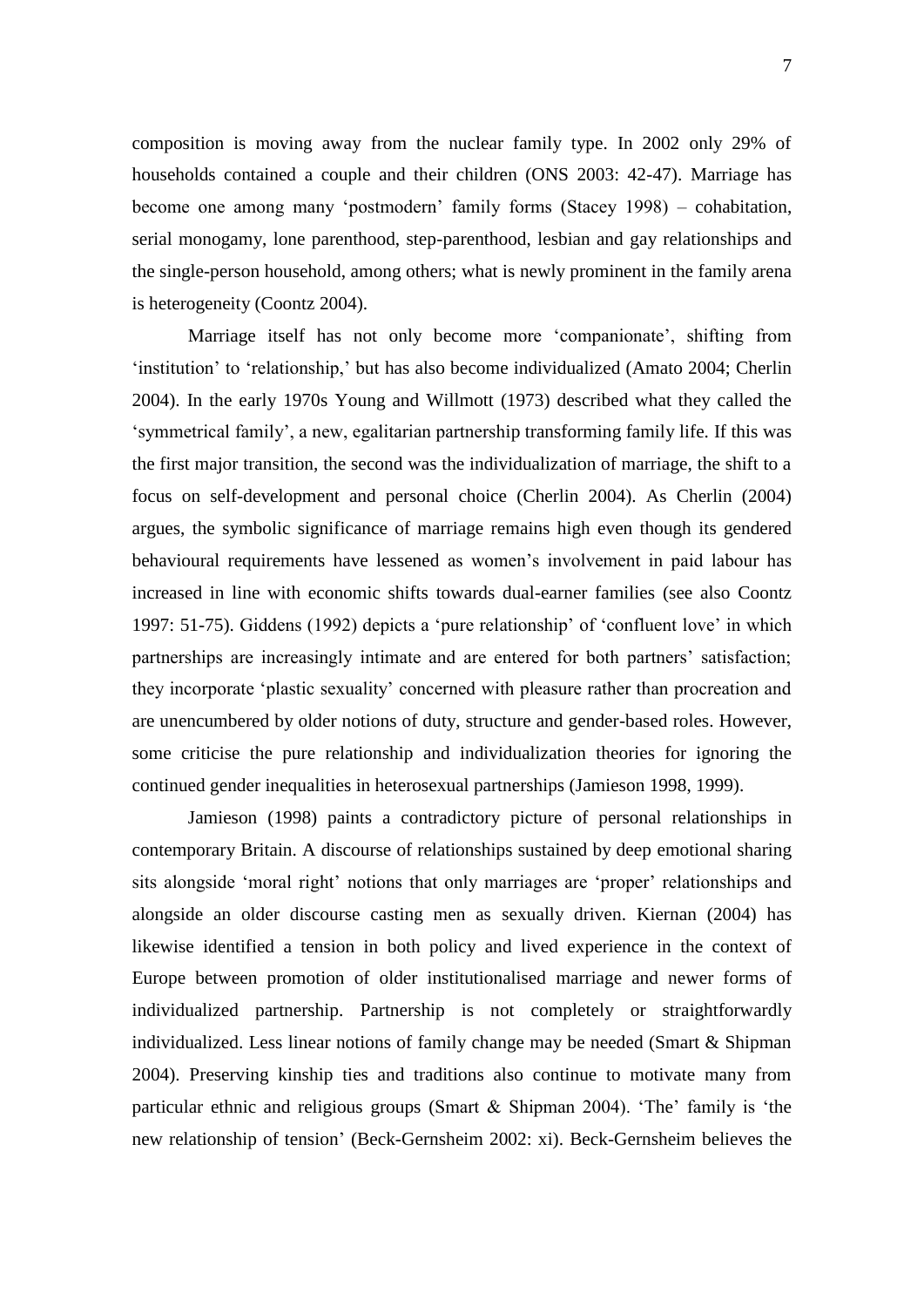composition is moving away from the nuclear family type. In 2002 only 29% of households contained a couple and their children (ONS 2003: 42-47). Marriage has become one among many 'postmodern' family forms (Stacey 1998) – cohabitation, serial monogamy, lone parenthood, step-parenthood, lesbian and gay relationships and the single-person household, among others; what is newly prominent in the family arena is heterogeneity (Coontz 2004).

Marriage itself has not only become more 'companionate', shifting from 'institution' to 'relationship,' but has also become individualized (Amato 2004; Cherlin 2004). In the early 1970s Young and Willmott (1973) described what they called the 'symmetrical family', a new, egalitarian partnership transforming family life. If this was the first major transition, the second was the individualization of marriage, the shift to a focus on self-development and personal choice (Cherlin 2004). As Cherlin (2004) argues, the symbolic significance of marriage remains high even though its gendered behavioural requirements have lessened as women's involvement in paid labour has increased in line with economic shifts towards dual-earner families (see also Coontz 1997: 51-75). Giddens (1992) depicts a 'pure relationship' of 'confluent love' in which partnerships are increasingly intimate and are entered for both partners' satisfaction; they incorporate 'plastic sexuality' concerned with pleasure rather than procreation and are unencumbered by older notions of duty, structure and gender-based roles. However, some criticise the pure relationship and individualization theories for ignoring the continued gender inequalities in heterosexual partnerships (Jamieson 1998, 1999).

Jamieson (1998) paints a contradictory picture of personal relationships in contemporary Britain. A discourse of relationships sustained by deep emotional sharing sits alongside 'moral right' notions that only marriages are 'proper' relationships and alongside an older discourse casting men as sexually driven. Kiernan (2004) has likewise identified a tension in both policy and lived experience in the context of Europe between promotion of older institutionalised marriage and newer forms of individualized partnership. Partnership is not completely or straightforwardly individualized. Less linear notions of family change may be needed (Smart & Shipman 2004). Preserving kinship ties and traditions also continue to motivate many from particular ethnic and religious groups (Smart & Shipman 2004). 'The' family is 'the new relationship of tension' (Beck-Gernsheim 2002: xi). Beck-Gernsheim believes the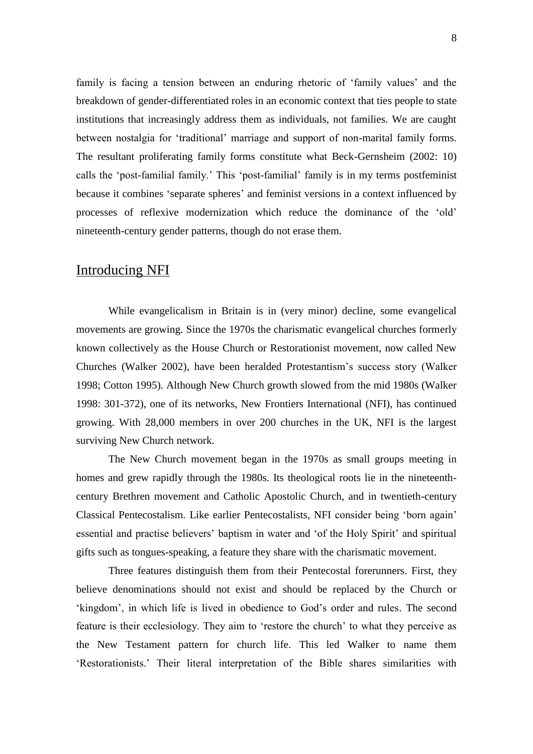family is facing a tension between an enduring rhetoric of 'family values' and the breakdown of gender-differentiated roles in an economic context that ties people to state institutions that increasingly address them as individuals, not families. We are caught between nostalgia for 'traditional' marriage and support of non-marital family forms. The resultant proliferating family forms constitute what Beck-Gernsheim (2002: 10) calls the 'post-familial family.' This 'post-familial' family is in my terms postfeminist because it combines 'separate spheres' and feminist versions in a context influenced by processes of reflexive modernization which reduce the dominance of the 'old' nineteenth-century gender patterns, though do not erase them.

## Introducing NFI

While evangelicalism in Britain is in (very minor) decline, some evangelical movements are growing. Since the 1970s the charismatic evangelical churches formerly known collectively as the House Church or Restorationist movement, now called New Churches (Walker 2002), have been heralded Protestantism's success story (Walker 1998; Cotton 1995). Although New Church growth slowed from the mid 1980s (Walker 1998: 301-372), one of its networks, New Frontiers International (NFI), has continued growing. With 28,000 members in over 200 churches in the UK, NFI is the largest surviving New Church network.

The New Church movement began in the 1970s as small groups meeting in homes and grew rapidly through the 1980s. Its theological roots lie in the nineteenth-century Brethren movement and Catholic Apostolic Church, and in twentieth-century Classical Pentecostalism. Like earlier Pentecostalists, NFI consider being 'born again' essential and practise believers' baptism in water and 'of the Holy Spirit' and spiritual gifts such as tongues-speaking, a feature they share with the charismatic movement.

Three features distinguish them from their Pentecostal forerunners. First, they believe denominations should not exist and should be replaced by the Church or 'kingdom', in which life is lived in obedience to God's order and rules. The second feature is their ecclesiology. They aim to 'restore the church' to what they perceive as the New Testament pattern for church life. This led Walker to name them 'Restorationists.' Their literal interpretation of the Bible shares similarities with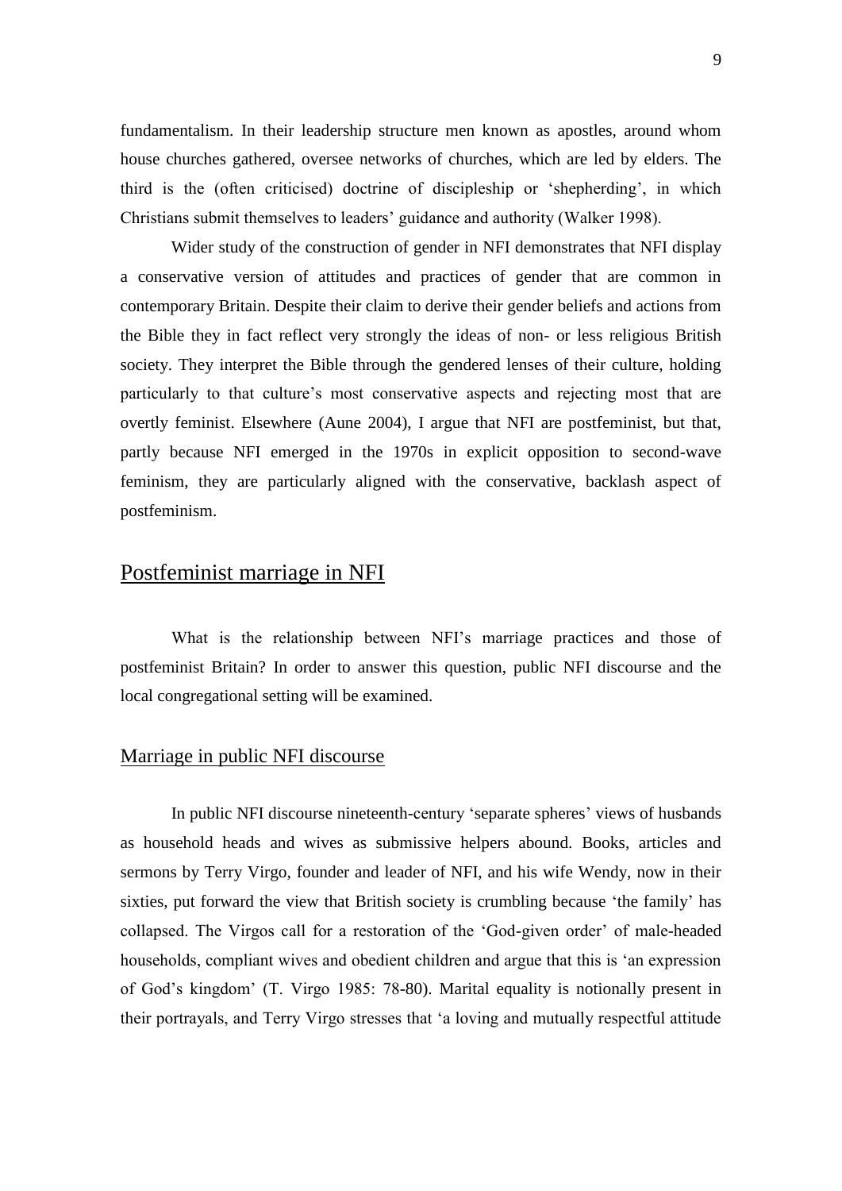fundamentalism. In their leadership structure men known as apostles, around whom house churches gathered, oversee networks of churches, which are led by elders. The third is the (often criticised) doctrine of discipleship or 'shepherding', in which Christians submit themselves to leaders' guidance and authority (Walker 1998).

Wider study of the construction of gender in NFI demonstrates that NFI display a conservative version of attitudes and practices of gender that are common in contemporary Britain. Despite their claim to derive their gender beliefs and actions from the Bible they in fact reflect very strongly the ideas of non- or less religious British society. They interpret the Bible through the gendered lenses of their culture, holding particularly to that culture's most conservative aspects and rejecting most that are overtly feminist. Elsewhere (Aune 2004), I argue that NFI are postfeminist, but that, partly because NFI emerged in the 1970s in explicit opposition to second-wave feminism, they are particularly aligned with the conservative, backlash aspect of postfeminism.

## Postfeminist marriage in NFI

What is the relationship between NFI's marriage practices and those of postfeminist Britain? In order to answer this question, public NFI discourse and the local congregational setting will be examined.

### Marriage in public NFI discourse

In public NFI discourse nineteenth-century 'separate spheres' views of husbands as household heads and wives as submissive helpers abound. Books, articles and sermons by Terry Virgo, founder and leader of NFI, and his wife Wendy, now in their sixties, put forward the view that British society is crumbling because 'the family' has collapsed. The Virgos call for a restoration of the 'God-given order' of male-headed households, compliant wives and obedient children and argue that this is 'an expression of God's kingdom' (T. Virgo 1985: 78-80). Marital equality is notionally present in their portrayals, and Terry Virgo stresses that 'a loving and mutually respectful attitude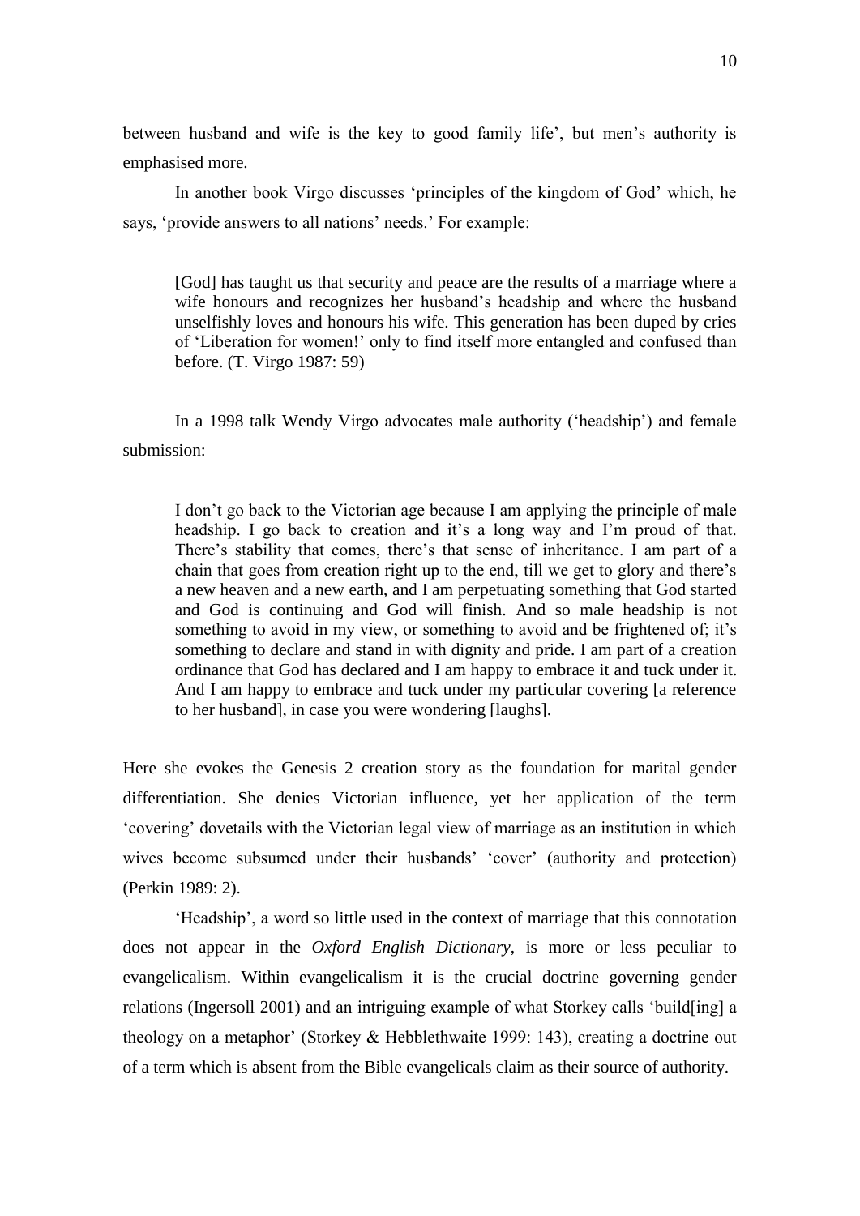between husband and wife is the key to good family life', but men's authority is emphasised more.

In another book Virgo discusses 'principles of the kingdom of God' which, he says, 'provide answers to all nations' needs.' For example:

> [God] has taught us that security and peace are the results of a marriage where a wife honours and recognizes her husband's headship and where the husband unselfishly loves and honours his wife. This generation has been duped by cries of 'Liberation for women!' only to find itself more entangled and confused than before. (T. Virgo 1987: 59)

In a 1998 talk Wendy Virgo advocates male authority ('headship') and female submission:

> I don't go back to the Victorian age because I am applying the principle of male headship. I go back to creation and it's a long way and I'm proud of that. There's stability that comes, there's that sense of inheritance. I am part of a chain that goes from creation right up to the end, till we get to glory and there's a new heaven and a new earth, and I am perpetuating something that God started and God is continuing and God will finish. And so male headship is not something to avoid in my view, or something to avoid and be frightened of; it's something to declare and stand in with dignity and pride. I am part of a creation ordinance that God has declared and I am happy to embrace it and tuck under it. And I am happy to embrace and tuck under my particular covering [a reference to her husband], in case you were wondering [laughs].

Here she evokes the Genesis 2 creation story as the foundation for marital gender differentiation. She denies Victorian influence, yet her application of the term 'covering' dovetails with the Victorian legal view of marriage as an institution in which wives become subsumed under their husbands' 'cover' (authority and protection) (Perkin 1989: 2).

'Headship', a word so little used in the context of marriage that this connotation does not appear in the *Oxford English Dictionary*, is more or less peculiar to evangelicalism. Within evangelicalism it is the crucial doctrine governing gender relations (Ingersoll 2001) and an intriguing example of what Storkey calls 'build[ing] a theology on a metaphor' (Storkey & Hebblethwaite 1999: 143), creating a doctrine out of a term which is absent from the Bible evangelicals claim as their source of authority.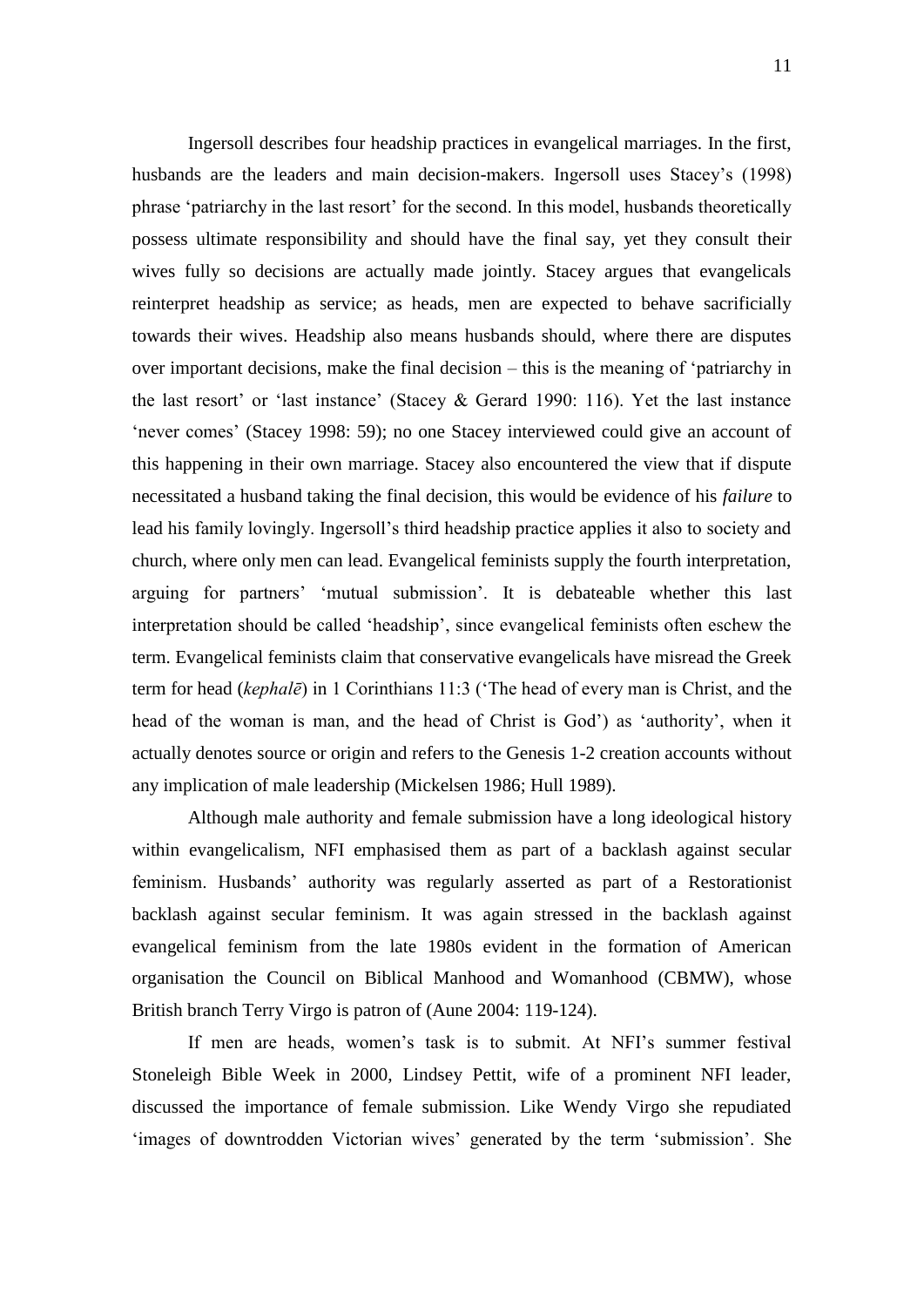Ingersoll describes four headship practices in evangelical marriages. In the first, husbands are the leaders and main decision-makers. Ingersoll uses Stacey's (1998) phrase 'patriarchy in the last resort' for the second. In this model, husbands theoretically possess ultimate responsibility and should have the final say, yet they consult their wives fully so decisions are actually made jointly. Stacey argues that evangelicals reinterpret headship as service; as heads, men are expected to behave sacrificially towards their wives. Headship also means husbands should, where there are disputes over important decisions, make the final decision – this is the meaning of 'patriarchy in the last resort' or 'last instance' (Stacey & Gerard 1990: 116). Yet the last instance 'never comes' (Stacey 1998: 59); no one Stacey interviewed could give an account of this happening in their own marriage. Stacey also encountered the view that if dispute necessitated a husband taking the final decision, this would be evidence of his *failure* to lead his family lovingly. Ingersoll's third headship practice applies it also to society and church, where only men can lead. Evangelical feminists supply the fourth interpretation, arguing for partners' 'mutual submission'. It is debateable whether this last interpretation should be called 'headship', since evangelical feminists often eschew the term. Evangelical feminists claim that conservative evangelicals have misread the Greek term for head (*kephalē*) in 1 Corinthians 11:3 ('The head of every man is Christ, and the head of the woman is man, and the head of Christ is God') as 'authority', when it actually denotes source or origin and refers to the Genesis 1-2 creation accounts without any implication of male leadership (Mickelsen 1986; Hull 1989).

Although male authority and female submission have a long ideological history within evangelicalism, NFI emphasised them as part of a backlash against secular feminism. Husbands' authority was regularly asserted as part of a Restorationist backlash against secular feminism. It was again stressed in the backlash against evangelical feminism from the late 1980s evident in the formation of American organisation the Council on Biblical Manhood and Womanhood (CBMW), whose British branch Terry Virgo is patron of (Aune 2004: 119-124).

If men are heads, women's task is to submit. At NFI's summer festival Stoneleigh Bible Week in 2000, Lindsey Pettit, wife of a prominent NFI leader, discussed the importance of female submission. Like Wendy Virgo she repudiated 'images of downtrodden Victorian wives' generated by the term 'submission'. She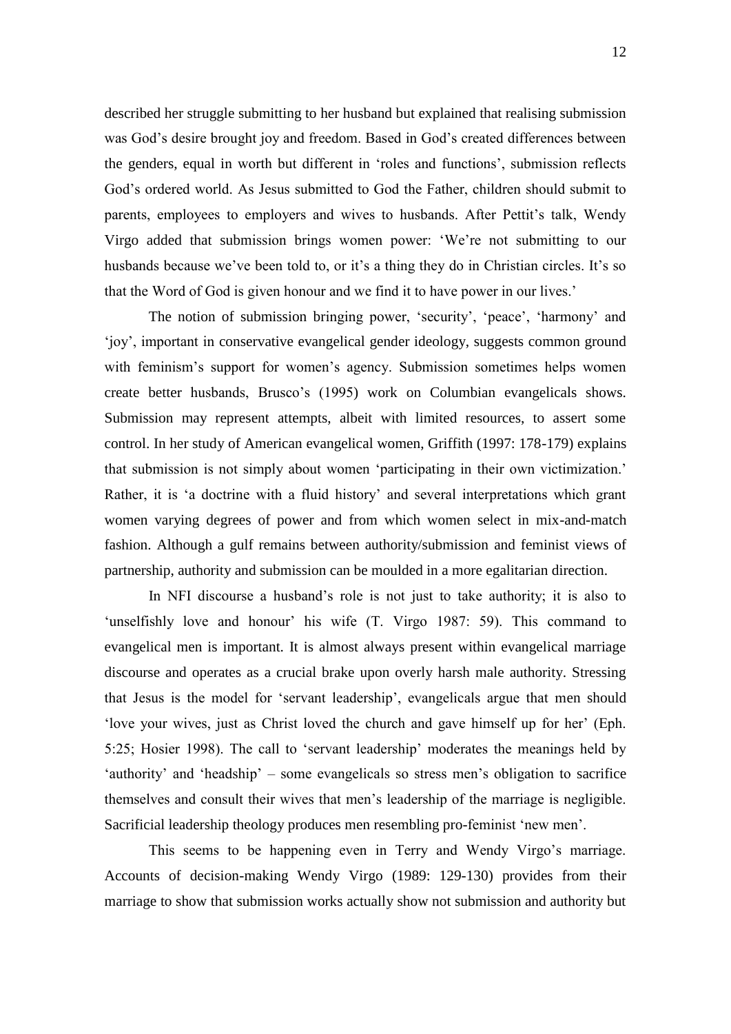described her struggle submitting to her husband but explained that realising submission was God's desire brought joy and freedom. Based in God's created differences between the genders, equal in worth but different in 'roles and functions', submission reflects God's ordered world. As Jesus submitted to God the Father, children should submit to parents, employees to employers and wives to husbands. After Pettit's talk, Wendy Virgo added that submission brings women power: 'We're not submitting to our husbands because we've been told to, or it's a thing they do in Christian circles. It's so that the Word of God is given honour and we find it to have power in our lives.'

The notion of submission bringing power, 'security', 'peace', 'harmony' and 'joy', important in conservative evangelical gender ideology, suggests common ground with feminism's support for women's agency. Submission sometimes helps women create better husbands, Brusco's (1995) work on Columbian evangelicals shows. Submission may represent attempts, albeit with limited resources, to assert some control. In her study of American evangelical women, Griffith (1997: 178-179) explains that submission is not simply about women 'participating in their own victimization.' Rather, it is 'a doctrine with a fluid history' and several interpretations which grant women varying degrees of power and from which women select in mix-and-match fashion. Although a gulf remains between authority/submission and feminist views of partnership, authority and submission can be moulded in a more egalitarian direction.

In NFI discourse a husband's role is not just to take authority; it is also to 'unselfishly love and honour' his wife (T. Virgo 1987: 59). This command to evangelical men is important. It is almost always present within evangelical marriage discourse and operates as a crucial brake upon overly harsh male authority. Stressing that Jesus is the model for 'servant leadership', evangelicals argue that men should 'love your wives, just as Christ loved the church and gave himself up for her' (Eph. 5:25; Hosier 1998). The call to 'servant leadership' moderates the meanings held by 'authority' and 'headship' – some evangelicals so stress men's obligation to sacrifice themselves and consult their wives that men's leadership of the marriage is negligible. Sacrificial leadership theology produces men resembling pro-feminist 'new men'.

This seems to be happening even in Terry and Wendy Virgo's marriage. Accounts of decision-making Wendy Virgo (1989: 129-130) provides from their marriage to show that submission works actually show not submission and authority but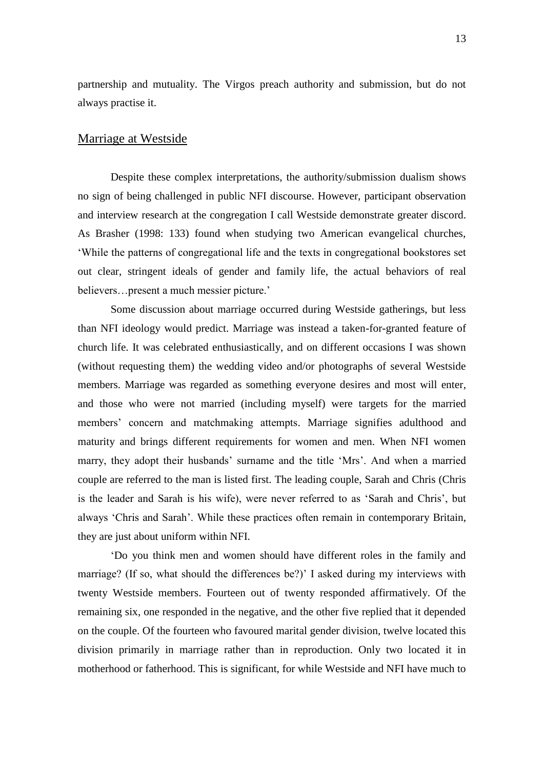partnership and mutuality. The Virgos preach authority and submission, but do not always practise it.

## Marriage at Westside

Despite these complex interpretations, the authority/submission dualism shows no sign of being challenged in public NFI discourse. However, participant observation and interview research at the congregation I call Westside demonstrate greater discord. As Brasher (1998: 133) found when studying two American evangelical churches, 'While the patterns of congregational life and the texts in congregational bookstores set out clear, stringent ideals of gender and family life, the actual behaviors of real believers…present a much messier picture.'

Some discussion about marriage occurred during Westside gatherings, but less than NFI ideology would predict. Marriage was instead a taken-for-granted feature of church life. It was celebrated enthusiastically, and on different occasions I was shown (without requesting them) the wedding video and/or photographs of several Westside members. Marriage was regarded as something everyone desires and most will enter, and those who were not married (including myself) were targets for the married members' concern and matchmaking attempts. Marriage signifies adulthood and maturity and brings different requirements for women and men. When NFI women marry, they adopt their husbands' surname and the title 'Mrs'. And when a married couple are referred to the man is listed first. The leading couple, Sarah and Chris (Chris is the leader and Sarah is his wife), were never referred to as 'Sarah and Chris', but always 'Chris and Sarah'. While these practices often remain in contemporary Britain, they are just about uniform within NFI.

'Do you think men and women should have different roles in the family and marriage? (If so, what should the differences be?)' I asked during my interviews with twenty Westside members. Fourteen out of twenty responded affirmatively. Of the remaining six, one responded in the negative, and the other five replied that it depended on the couple. Of the fourteen who favoured marital gender division, twelve located this division primarily in marriage rather than in reproduction. Only two located it in motherhood or fatherhood. This is significant, for while Westside and NFI have much to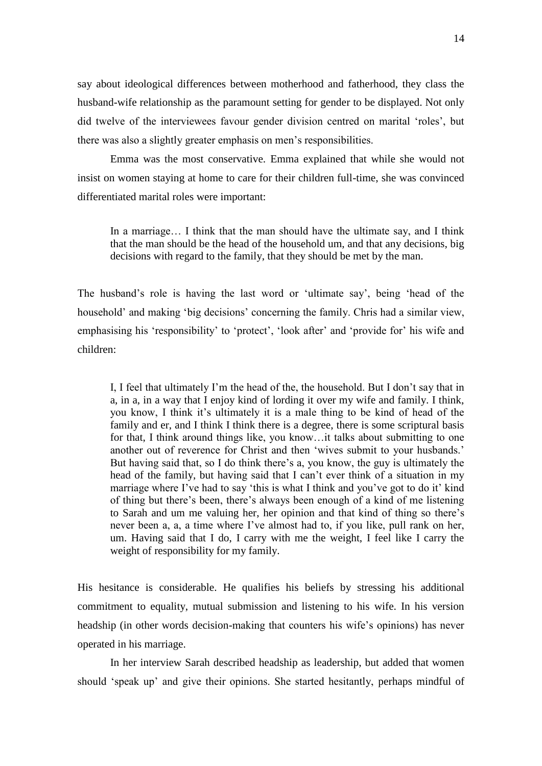say about ideological differences between motherhood and fatherhood, they class the husband-wife relationship as the paramount setting for gender to be displayed. Not only did twelve of the interviewees favour gender division centred on marital 'roles', but there was also a slightly greater emphasis on men's responsibilities.

Emma was the most conservative. Emma explained that while she would not insist on women staying at home to care for their children full-time, she was convinced differentiated marital roles were important:

> In a marriage… I think that the man should have the ultimate say, and I think that the man should be the head of the household um, and that any decisions, big decisions with regard to the family, that they should be met by the man.

The husband's role is having the last word or 'ultimate say', being 'head of the household' and making 'big decisions' concerning the family. Chris had a similar view, emphasising his 'responsibility' to 'protect', 'look after' and 'provide for' his wife and children:

> I, I feel that ultimately I'm the head of the, the household. But I don't say that in a, in a, in a way that I enjoy kind of lording it over my wife and family. I think, you know, I think it's ultimately it is a male thing to be kind of head of the family and er, and I think I think there is a degree, there is some scriptural basis for that, I think around things like, you know…it talks about submitting to one another out of reverence for Christ and then 'wives submit to your husbands.' But having said that, so I do think there's a, you know, the guy is ultimately the head of the family, but having said that I can't ever think of a situation in my marriage where I've had to say 'this is what I think and you've got to do it' kind of thing but there's been, there's always been enough of a kind of me listening to Sarah and um me valuing her, her opinion and that kind of thing so there's never been a, a, a time where I've almost had to, if you like, pull rank on her, um. Having said that I do, I carry with me the weight, I feel like I carry the weight of responsibility for my family.

His hesitance is considerable. He qualifies his beliefs by stressing his additional commitment to equality, mutual submission and listening to his wife. In his version headship (in other words decision-making that counters his wife's opinions) has never operated in his marriage.

In her interview Sarah described headship as leadership, but added that women should 'speak up' and give their opinions. She started hesitantly, perhaps mindful of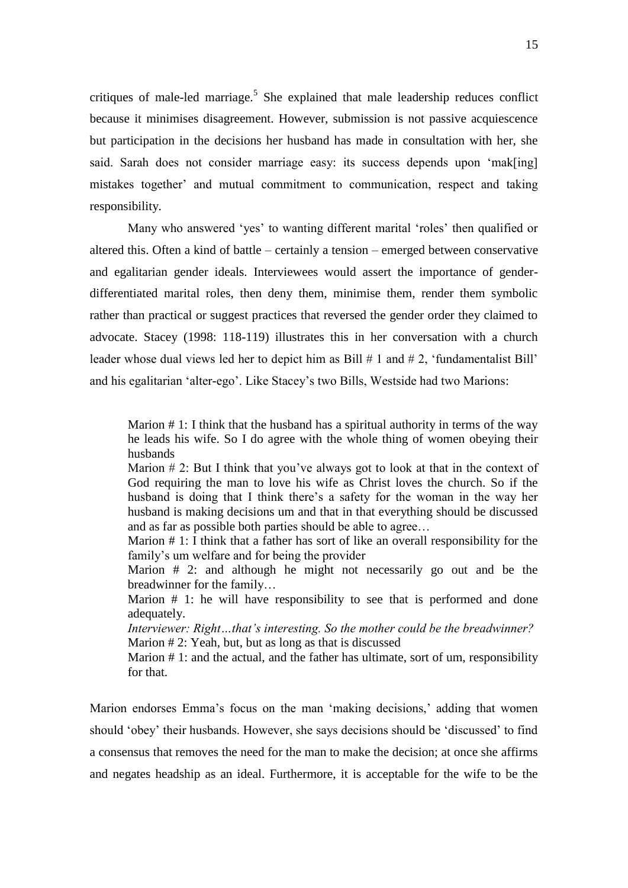critiques of male-led marriage.[5] She explained that male leadership reduces conflict because it minimises disagreement. However, submission is not passive acquiescence but participation in the decisions her husband has made in consultation with her, she said. Sarah does not consider marriage easy: its success depends upon 'mak[ing] mistakes together' and mutual commitment to communication, respect and taking responsibility.

Many who answered 'yes' to wanting different marital 'roles' then qualified or altered this. Often a kind of battle – certainly a tension – emerged between conservative and egalitarian gender ideals. Interviewees would assert the importance of gender-differentiated marital roles, then deny them, minimise them, render them symbolic rather than practical or suggest practices that reversed the gender order they claimed to advocate. Stacey (1998: 118-119) illustrates this in her conversation with a church leader whose dual views led her to depict him as Bill # 1 and # 2, 'fundamentalist Bill' and his egalitarian 'alter-ego'. Like Stacey's two Bills, Westside had two Marions:

> Marion # 1: I think that the husband has a spiritual authority in terms of the way he leads his wife. So I do agree with the whole thing of women obeying their husbands
>
> Marion # 2: But I think that you've always got to look at that in the context of God requiring the man to love his wife as Christ loves the church. So if the husband is doing that I think there's a safety for the woman in the way her husband is making decisions um and that in that everything should be discussed and as far as possible both parties should be able to agree…
>
> Marion # 1: I think that a father has sort of like an overall responsibility for the family's um welfare and for being the provider
>
> Marion # 2: and although he might not necessarily go out and be the breadwinner for the family…
>
> Marion # 1: he will have responsibility to see that is performed and done adequately.
>
> *Interviewer: Right…that's interesting. So the mother could be the breadwinner?*
>
> Marion # 2: Yeah, but, but as long as that is discussed
>
> Marion # 1: and the actual, and the father has ultimate, sort of um, responsibility for that.

Marion endorses Emma's focus on the man 'making decisions,' adding that women should 'obey' their husbands. However, she says decisions should be 'discussed' to find a consensus that removes the need for the man to make the decision; at once she affirms and negates headship as an ideal. Furthermore, it is acceptable for the wife to be the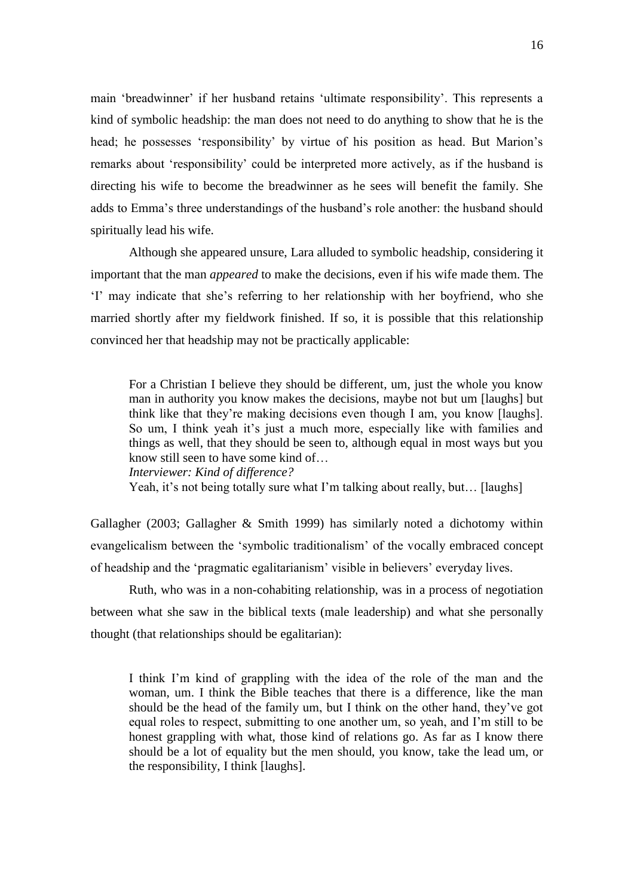main 'breadwinner' if her husband retains 'ultimate responsibility'. This represents a kind of symbolic headship: the man does not need to do anything to show that he is the head; he possesses 'responsibility' by virtue of his position as head. But Marion's remarks about 'responsibility' could be interpreted more actively, as if the husband is directing his wife to become the breadwinner as he sees will benefit the family. She adds to Emma's three understandings of the husband's role another: the husband should spiritually lead his wife.

Although she appeared unsure, Lara alluded to symbolic headship, considering it important that the man *appeared* to make the decisions, even if his wife made them. The 'I' may indicate that she's referring to her relationship with her boyfriend, who she married shortly after my fieldwork finished. If so, it is possible that this relationship convinced her that headship may not be practically applicable:

> For a Christian I believe they should be different, um, just the whole you know man in authority you know makes the decisions, maybe not but um [laughs] but think like that they're making decisions even though I am, you know [laughs]. So um, I think yeah it's just a much more, especially like with families and things as well, that they should be seen to, although equal in most ways but you know still seen to have some kind of…
> *Interviewer: Kind of difference?*
> Yeah, it's not being totally sure what I'm talking about really, but… [laughs]

Gallagher (2003; Gallagher & Smith 1999) has similarly noted a dichotomy within evangelicalism between the 'symbolic traditionalism' of the vocally embraced concept of headship and the 'pragmatic egalitarianism' visible in believers' everyday lives.

Ruth, who was in a non-cohabiting relationship, was in a process of negotiation between what she saw in the biblical texts (male leadership) and what she personally thought (that relationships should be egalitarian):

> I think I'm kind of grappling with the idea of the role of the man and the woman, um. I think the Bible teaches that there is a difference, like the man should be the head of the family um, but I think on the other hand, they've got equal roles to respect, submitting to one another um, so yeah, and I'm still to be honest grappling with what, those kind of relations go. As far as I know there should be a lot of equality but the men should, you know, take the lead um, or the responsibility, I think [laughs].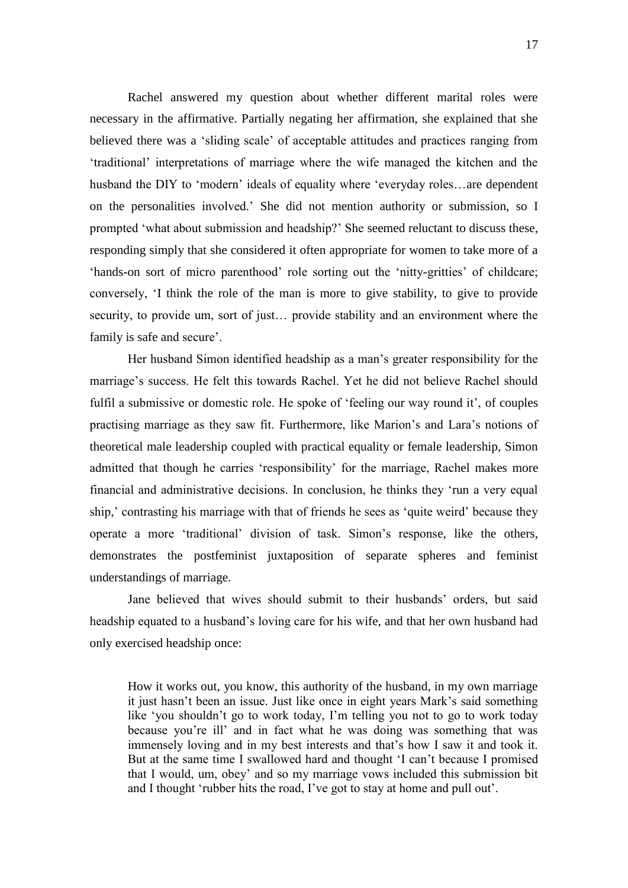Rachel answered my question about whether different marital roles were necessary in the affirmative. Partially negating her affirmation, she explained that she believed there was a 'sliding scale' of acceptable attitudes and practices ranging from 'traditional' interpretations of marriage where the wife managed the kitchen and the husband the DIY to 'modern' ideals of equality where 'everyday roles…are dependent on the personalities involved.' She did not mention authority or submission, so I prompted 'what about submission and headship?' She seemed reluctant to discuss these, responding simply that she considered it often appropriate for women to take more of a 'hands-on sort of micro parenthood' role sorting out the 'nitty-gritties' of childcare; conversely, 'I think the role of the man is more to give stability, to give to provide security, to provide um, sort of just… provide stability and an environment where the family is safe and secure'.

Her husband Simon identified headship as a man's greater responsibility for the marriage's success. He felt this towards Rachel. Yet he did not believe Rachel should fulfil a submissive or domestic role. He spoke of 'feeling our way round it', of couples practising marriage as they saw fit. Furthermore, like Marion's and Lara's notions of theoretical male leadership coupled with practical equality or female leadership, Simon admitted that though he carries 'responsibility' for the marriage, Rachel makes more financial and administrative decisions. In conclusion, he thinks they 'run a very equal ship,' contrasting his marriage with that of friends he sees as 'quite weird' because they operate a more 'traditional' division of task. Simon's response, like the others, demonstrates the postfeminist juxtaposition of separate spheres and feminist understandings of marriage.

Jane believed that wives should submit to their husbands' orders, but said headship equated to a husband's loving care for his wife, and that her own husband had only exercised headship once:

> How it works out, you know, this authority of the husband, in my own marriage it just hasn't been an issue. Just like once in eight years Mark's said something like 'you shouldn't go to work today, I'm telling you not to go to work today because you're ill' and in fact what he was doing was something that was immensely loving and in my best interests and that's how I saw it and took it. But at the same time I swallowed hard and thought 'I can't because I promised that I would, um, obey' and so my marriage vows included this submission bit and I thought 'rubber hits the road, I've got to stay at home and pull out'.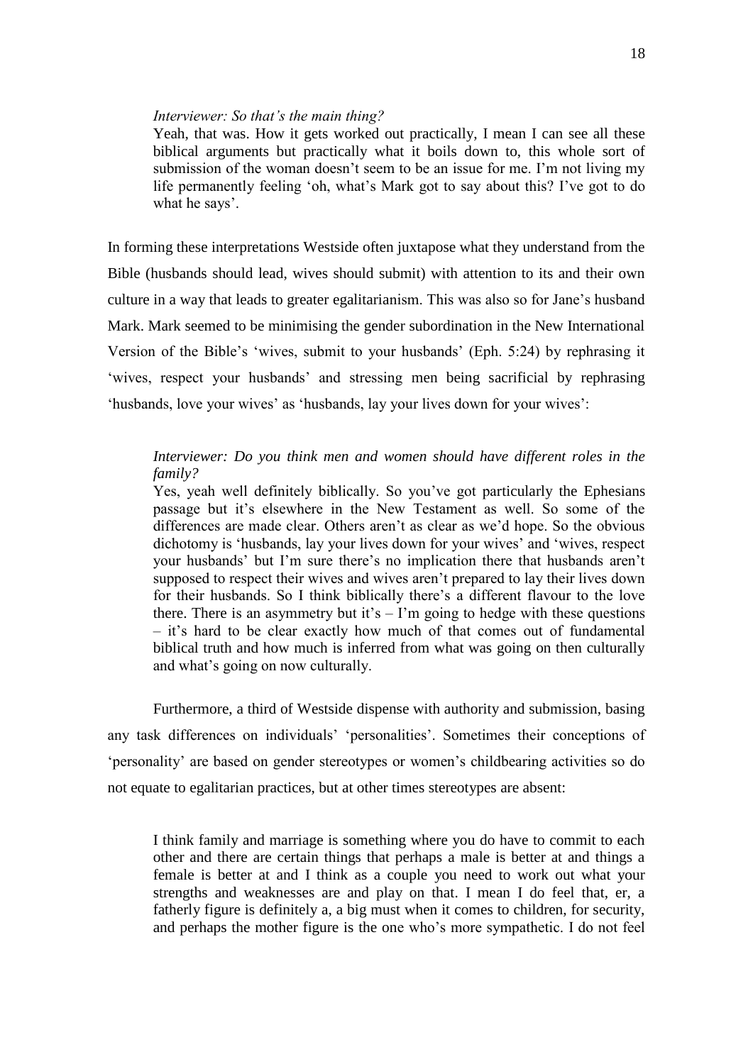> *Interviewer: So that's the main thing?*
>
> Yeah, that was. How it gets worked out practically, I mean I can see all these biblical arguments but practically what it boils down to, this whole sort of submission of the woman doesn't seem to be an issue for me. I'm not living my life permanently feeling 'oh, what's Mark got to say about this? I've got to do what he says'.

In forming these interpretations Westside often juxtapose what they understand from the Bible (husbands should lead, wives should submit) with attention to its and their own culture in a way that leads to greater egalitarianism. This was also so for Jane's husband Mark. Mark seemed to be minimising the gender subordination in the New International Version of the Bible's 'wives, submit to your husbands' (Eph. 5:24) by rephrasing it 'wives, respect your husbands' and stressing men being sacrificial by rephrasing 'husbands, love your wives' as 'husbands, lay your lives down for your wives':

> *Interviewer: Do you think men and women should have different roles in the family?*
>
> Yes, yeah well definitely biblically. So you've got particularly the Ephesians passage but it's elsewhere in the New Testament as well. So some of the differences are made clear. Others aren't as clear as we'd hope. So the obvious dichotomy is 'husbands, lay your lives down for your wives' and 'wives, respect your husbands' but I'm sure there's no implication there that husbands aren't supposed to respect their wives and wives aren't prepared to lay their lives down for their husbands. So I think biblically there's a different flavour to the love there. There is an asymmetry but it's – I'm going to hedge with these questions – it's hard to be clear exactly how much of that comes out of fundamental biblical truth and how much is inferred from what was going on then culturally and what's going on now culturally.

Furthermore, a third of Westside dispense with authority and submission, basing any task differences on individuals' 'personalities'. Sometimes their conceptions of 'personality' are based on gender stereotypes or women's childbearing activities so do not equate to egalitarian practices, but at other times stereotypes are absent:

> I think family and marriage is something where you do have to commit to each other and there are certain things that perhaps a male is better at and things a female is better at and I think as a couple you need to work out what your strengths and weaknesses are and play on that. I mean I do feel that, er, a fatherly figure is definitely a, a big must when it comes to children, for security, and perhaps the mother figure is the one who's more sympathetic. I do not feel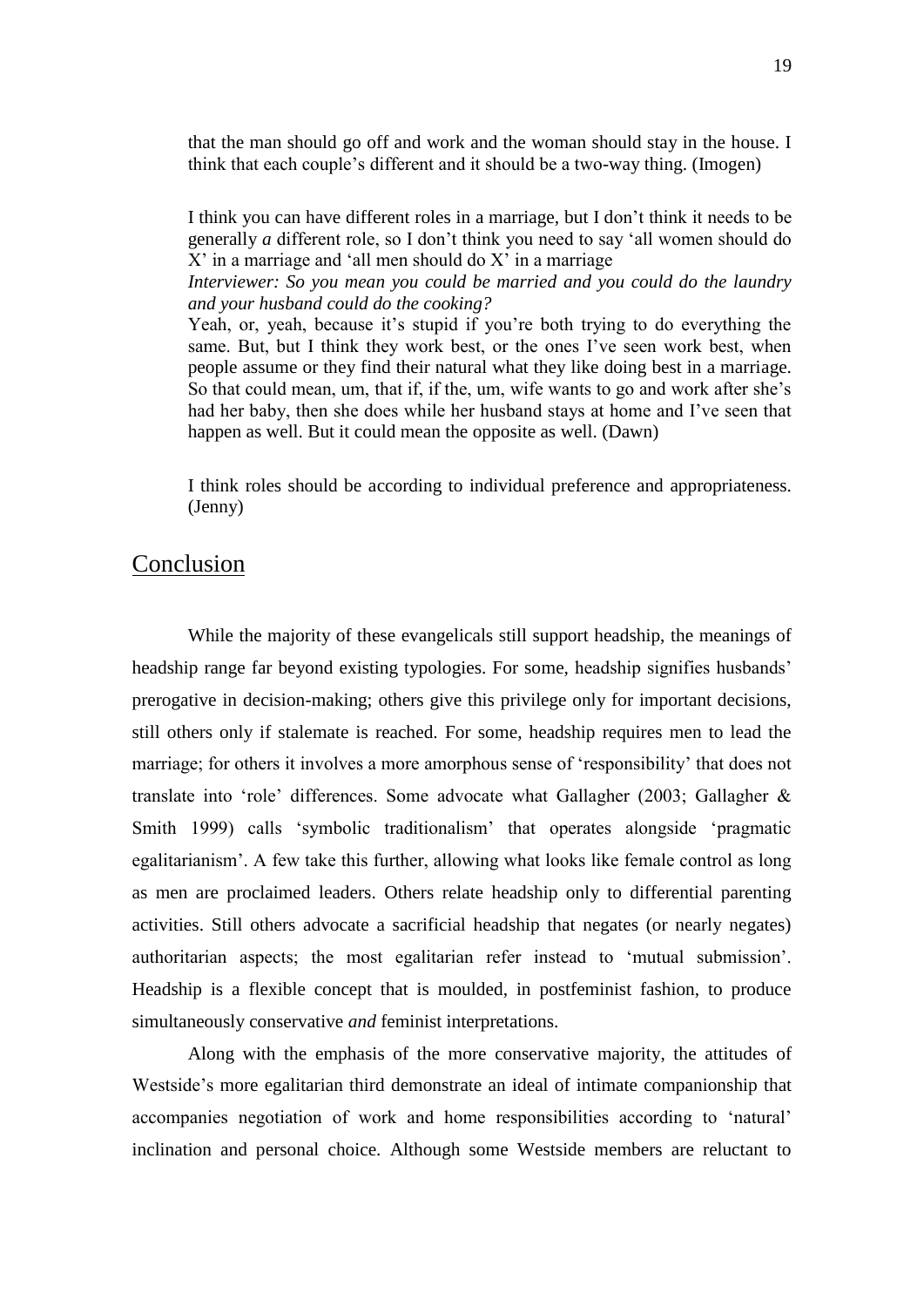that the man should go off and work and the woman should stay in the house. I think that each couple's different and it should be a two-way thing. (Imogen)

> I think you can have different roles in a marriage, but I don't think it needs to be generally *a* different role, so I don't think you need to say 'all women should do X' in a marriage and 'all men should do X' in a marriage
>
> *Interviewer: So you mean you could be married and you could do the laundry and your husband could do the cooking?*
>
> Yeah, or, yeah, because it's stupid if you're both trying to do everything the same. But, but I think they work best, or the ones I've seen work best, when people assume or they find their natural what they like doing best in a marriage. So that could mean, um, that if, if the, um, wife wants to go and work after she's had her baby, then she does while her husband stays at home and I've seen that happen as well. But it could mean the opposite as well. (Dawn)

> I think roles should be according to individual preference and appropriateness. (Jenny)

## Conclusion

While the majority of these evangelicals still support headship, the meanings of headship range far beyond existing typologies. For some, headship signifies husbands' prerogative in decision-making; others give this privilege only for important decisions, still others only if stalemate is reached. For some, headship requires men to lead the marriage; for others it involves a more amorphous sense of 'responsibility' that does not translate into 'role' differences. Some advocate what Gallagher (2003; Gallagher & Smith 1999) calls 'symbolic traditionalism' that operates alongside 'pragmatic egalitarianism'. A few take this further, allowing what looks like female control as long as men are proclaimed leaders. Others relate headship only to differential parenting activities. Still others advocate a sacrificial headship that negates (or nearly negates) authoritarian aspects; the most egalitarian refer instead to 'mutual submission'. Headship is a flexible concept that is moulded, in postfeminist fashion, to produce simultaneously conservative *and* feminist interpretations.

Along with the emphasis of the more conservative majority, the attitudes of Westside's more egalitarian third demonstrate an ideal of intimate companionship that accompanies negotiation of work and home responsibilities according to 'natural' inclination and personal choice. Although some Westside members are reluctant to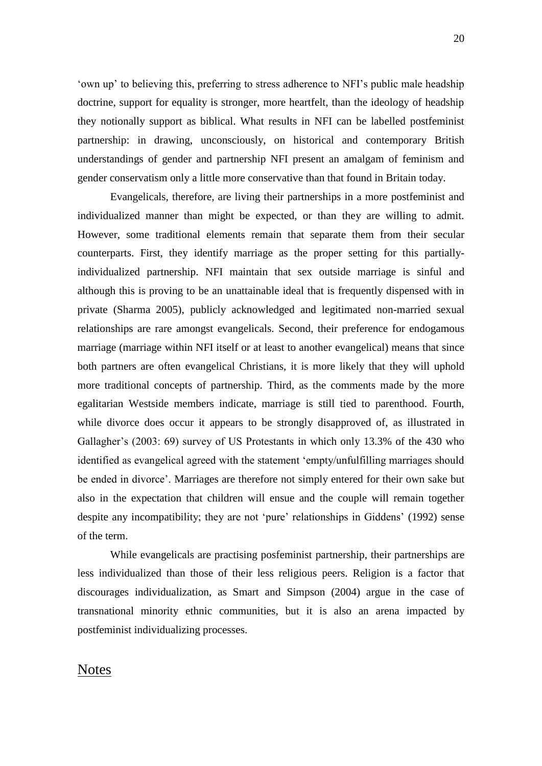'own up' to believing this, preferring to stress adherence to NFI's public male headship doctrine, support for equality is stronger, more heartfelt, than the ideology of headship they notionally support as biblical. What results in NFI can be labelled postfeminist partnership: in drawing, unconsciously, on historical and contemporary British understandings of gender and partnership NFI present an amalgam of feminism and gender conservatism only a little more conservative than that found in Britain today.

Evangelicals, therefore, are living their partnerships in a more postfeminist and individualized manner than might be expected, or than they are willing to admit. However, some traditional elements remain that separate them from their secular counterparts. First, they identify marriage as the proper setting for this partially-individualized partnership. NFI maintain that sex outside marriage is sinful and although this is proving to be an unattainable ideal that is frequently dispensed with in private (Sharma 2005), publicly acknowledged and legitimated non-married sexual relationships are rare amongst evangelicals. Second, their preference for endogamous marriage (marriage within NFI itself or at least to another evangelical) means that since both partners are often evangelical Christians, it is more likely that they will uphold more traditional concepts of partnership. Third, as the comments made by the more egalitarian Westside members indicate, marriage is still tied to parenthood. Fourth, while divorce does occur it appears to be strongly disapproved of, as illustrated in Gallagher's (2003: 69) survey of US Protestants in which only 13.3% of the 430 who identified as evangelical agreed with the statement 'empty/unfulfilling marriages should be ended in divorce'. Marriages are therefore not simply entered for their own sake but also in the expectation that children will ensue and the couple will remain together despite any incompatibility; they are not 'pure' relationships in Giddens' (1992) sense of the term.

While evangelicals are practising posfeminist partnership, their partnerships are less individualized than those of their less religious peers. Religion is a factor that discourages individualization, as Smart and Simpson (2004) argue in the case of transnational minority ethnic communities, but it is also an arena impacted by postfeminist individualizing processes.

## Notes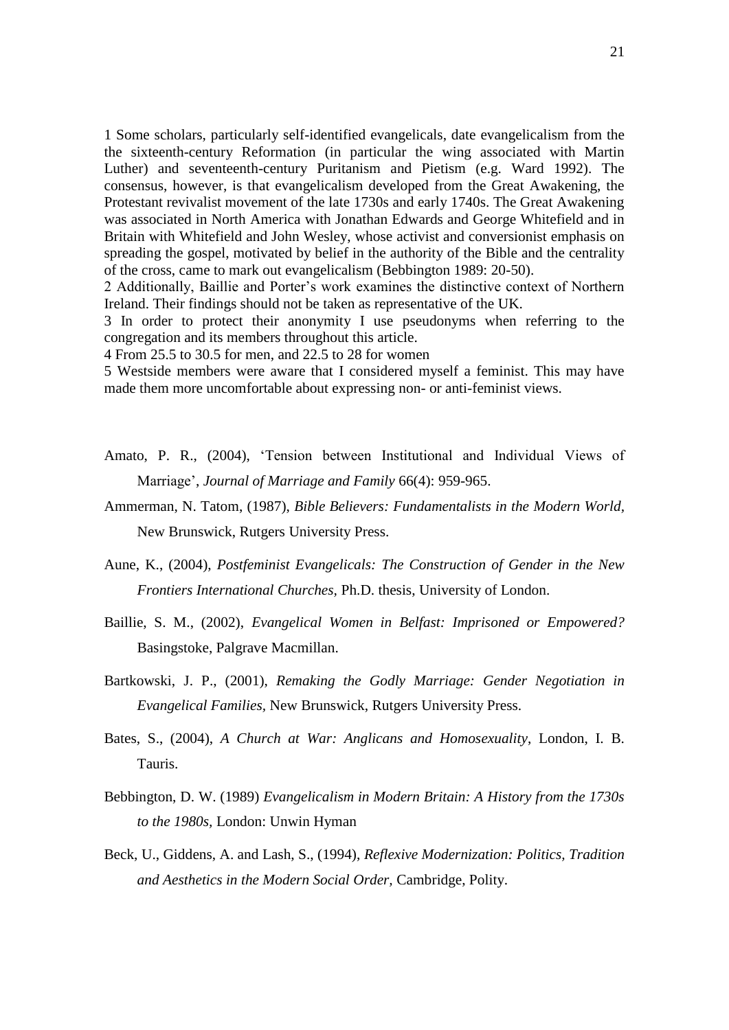1 Some scholars, particularly self-identified evangelicals, date evangelicalism from the the sixteenth-century Reformation (in particular the wing associated with Martin Luther) and seventeenth-century Puritanism and Pietism (e.g. Ward 1992). The consensus, however, is that evangelicalism developed from the Great Awakening, the Protestant revivalist movement of the late 1730s and early 1740s. The Great Awakening was associated in North America with Jonathan Edwards and George Whitefield and in Britain with Whitefield and John Wesley, whose activist and conversionist emphasis on spreading the gospel, motivated by belief in the authority of the Bible and the centrality of the cross, came to mark out evangelicalism (Bebbington 1989: 20-50).

2 Additionally, Baillie and Porter's work examines the distinctive context of Northern Ireland. Their findings should not be taken as representative of the UK.

3 In order to protect their anonymity I use pseudonyms when referring to the congregation and its members throughout this article.

4 From 25.5 to 30.5 for men, and 22.5 to 28 for women

5 Westside members were aware that I considered myself a feminist. This may have made them more uncomfortable about expressing non- or anti-feminist views.

Amato, P. R., (2004), 'Tension between Institutional and Individual Views of Marriage', *Journal of Marriage and Family* 66(4): 959-965.

Ammerman, N. Tatom, (1987), *Bible Believers: Fundamentalists in the Modern World,* New Brunswick, Rutgers University Press.

Aune, K., (2004), *Postfeminist Evangelicals: The Construction of Gender in the New Frontiers International Churches*, Ph.D. thesis, University of London.

Baillie, S. M., (2002), *Evangelical Women in Belfast: Imprisoned or Empowered?* Basingstoke, Palgrave Macmillan.

Bartkowski, J. P., (2001), *Remaking the Godly Marriage: Gender Negotiation in Evangelical Families*, New Brunswick, Rutgers University Press.

Bates, S., (2004), *A Church at War: Anglicans and Homosexuality*, London, I. B. Tauris.

Bebbington, D. W. (1989) *Evangelicalism in Modern Britain: A History from the 1730s to the 1980s*, London: Unwin Hyman

Beck, U., Giddens, A. and Lash, S., (1994), *Reflexive Modernization: Politics, Tradition and Aesthetics in the Modern Social Order,* Cambridge, Polity.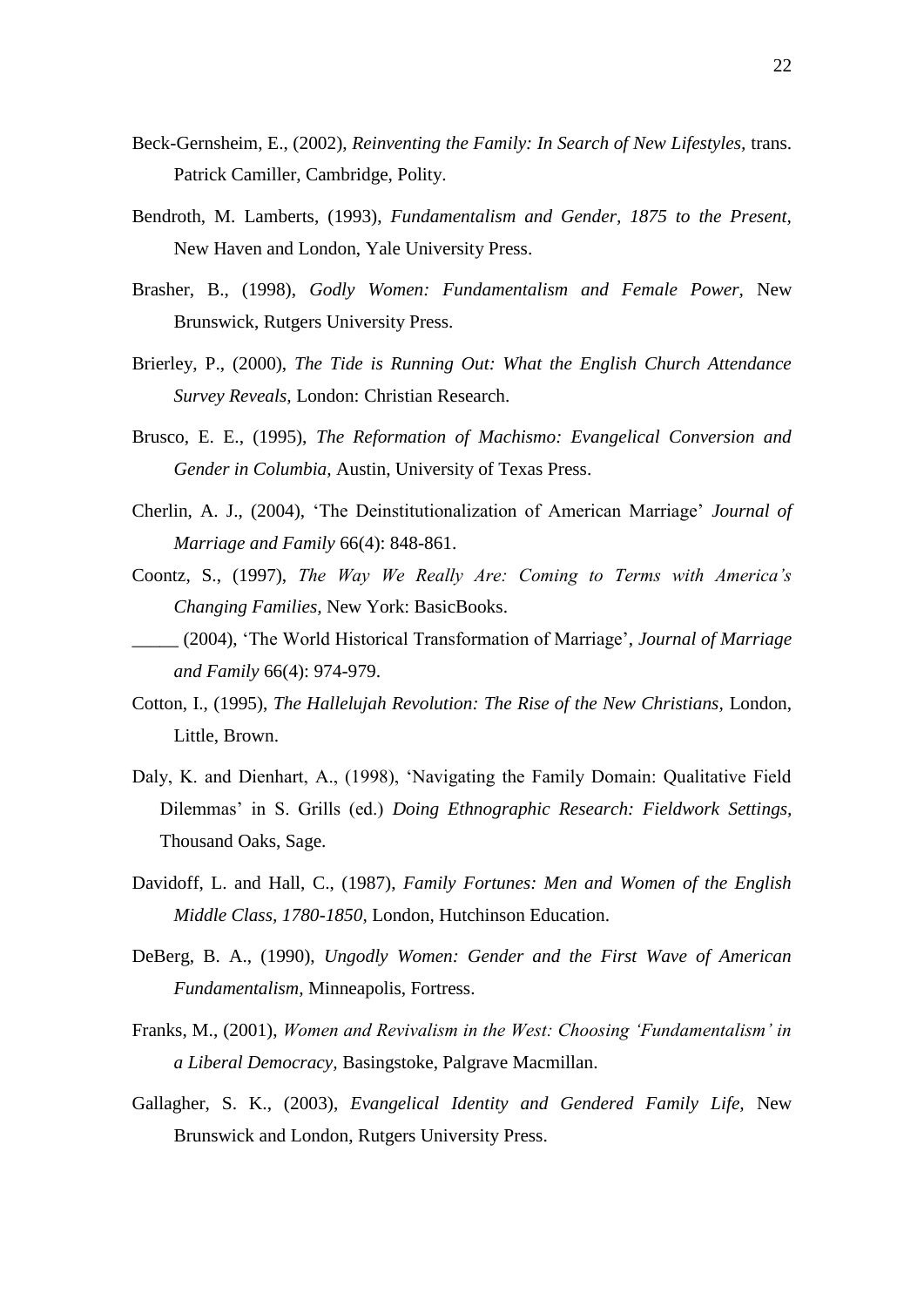Beck-Gernsheim, E., (2002), *Reinventing the Family: In Search of New Lifestyles,* trans. Patrick Camiller, Cambridge, Polity.

Bendroth, M. Lamberts, (1993), *Fundamentalism and Gender, 1875 to the Present,* New Haven and London, Yale University Press.

Brasher, B., (1998), *Godly Women: Fundamentalism and Female Power,* New Brunswick, Rutgers University Press.

Brierley, P., (2000), *The Tide is Running Out: What the English Church Attendance Survey Reveals,* London: Christian Research.

Brusco, E. E., (1995), *The Reformation of Machismo: Evangelical Conversion and Gender in Columbia,* Austin, University of Texas Press.

Cherlin, A. J., (2004), 'The Deinstitutionalization of American Marriage' *Journal of Marriage and Family* 66(4): 848-861.

Coontz, S., (1997), *The Way We Really Are: Coming to Terms with America's Changing Families,* New York: BasicBooks.

_____ (2004), 'The World Historical Transformation of Marriage', *Journal of Marriage and Family* 66(4): 974-979.

Cotton, I., (1995), *The Hallelujah Revolution: The Rise of the New Christians,* London, Little, Brown.

Daly, K. and Dienhart, A., (1998), 'Navigating the Family Domain: Qualitative Field Dilemmas' in S. Grills (ed.) *Doing Ethnographic Research: Fieldwork Settings,* Thousand Oaks, Sage.

Davidoff, L. and Hall, C., (1987), *Family Fortunes: Men and Women of the English Middle Class, 1780-1850,* London, Hutchinson Education.

DeBerg, B. A., (1990), *Ungodly Women: Gender and the First Wave of American Fundamentalism,* Minneapolis, Fortress.

Franks, M., (2001), *Women and Revivalism in the West: Choosing 'Fundamentalism' in a Liberal Democracy,* Basingstoke, Palgrave Macmillan.

Gallagher, S. K., (2003), *Evangelical Identity and Gendered Family Life,* New Brunswick and London, Rutgers University Press.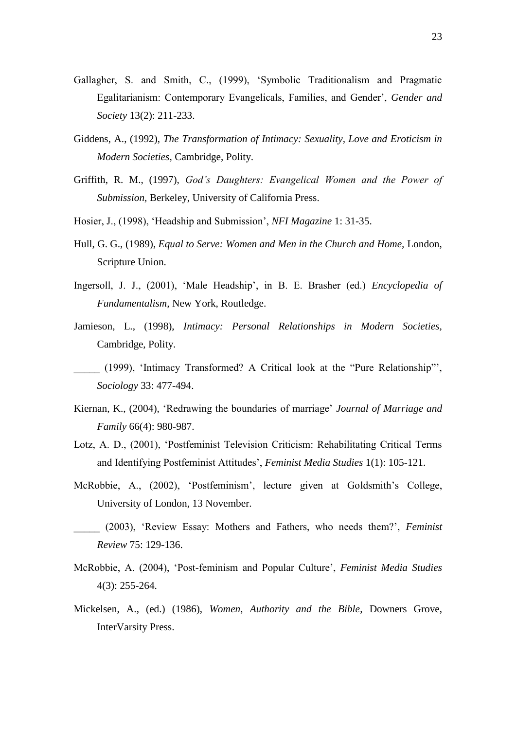Gallagher, S. and Smith, C., (1999), 'Symbolic Traditionalism and Pragmatic Egalitarianism: Contemporary Evangelicals, Families, and Gender', *Gender and Society* 13(2): 211-233.

Giddens, A., (1992), *The Transformation of Intimacy: Sexuality, Love and Eroticism in Modern Societies,* Cambridge, Polity.

Griffith, R. M., (1997), *God's Daughters: Evangelical Women and the Power of Submission,* Berkeley, University of California Press.

Hosier, J., (1998), 'Headship and Submission', *NFI Magazine* 1: 31-35.

Hull, G. G., (1989), *Equal to Serve: Women and Men in the Church and Home,* London, Scripture Union.

Ingersoll, J. J., (2001), 'Male Headship', in B. E. Brasher (ed.) *Encyclopedia of Fundamentalism,* New York, Routledge.

Jamieson, L., (1998), *Intimacy: Personal Relationships in Modern Societies,* Cambridge, Polity.

_____ (1999), 'Intimacy Transformed? A Critical look at the "Pure Relationship"', *Sociology* 33: 477-494.

Kiernan, K., (2004), 'Redrawing the boundaries of marriage' *Journal of Marriage and Family* 66(4): 980-987.

Lotz, A. D., (2001), 'Postfeminist Television Criticism: Rehabilitating Critical Terms and Identifying Postfeminist Attitudes', *Feminist Media Studies* 1(1): 105-121.

McRobbie, A., (2002), 'Postfeminism', lecture given at Goldsmith's College, University of London, 13 November.

_____ (2003), 'Review Essay: Mothers and Fathers, who needs them?', *Feminist Review* 75: 129-136.

McRobbie, A. (2004), 'Post-feminism and Popular Culture', *Feminist Media Studies* 4(3): 255-264.

Mickelsen, A., (ed.) (1986), *Women, Authority and the Bible*, Downers Grove, InterVarsity Press.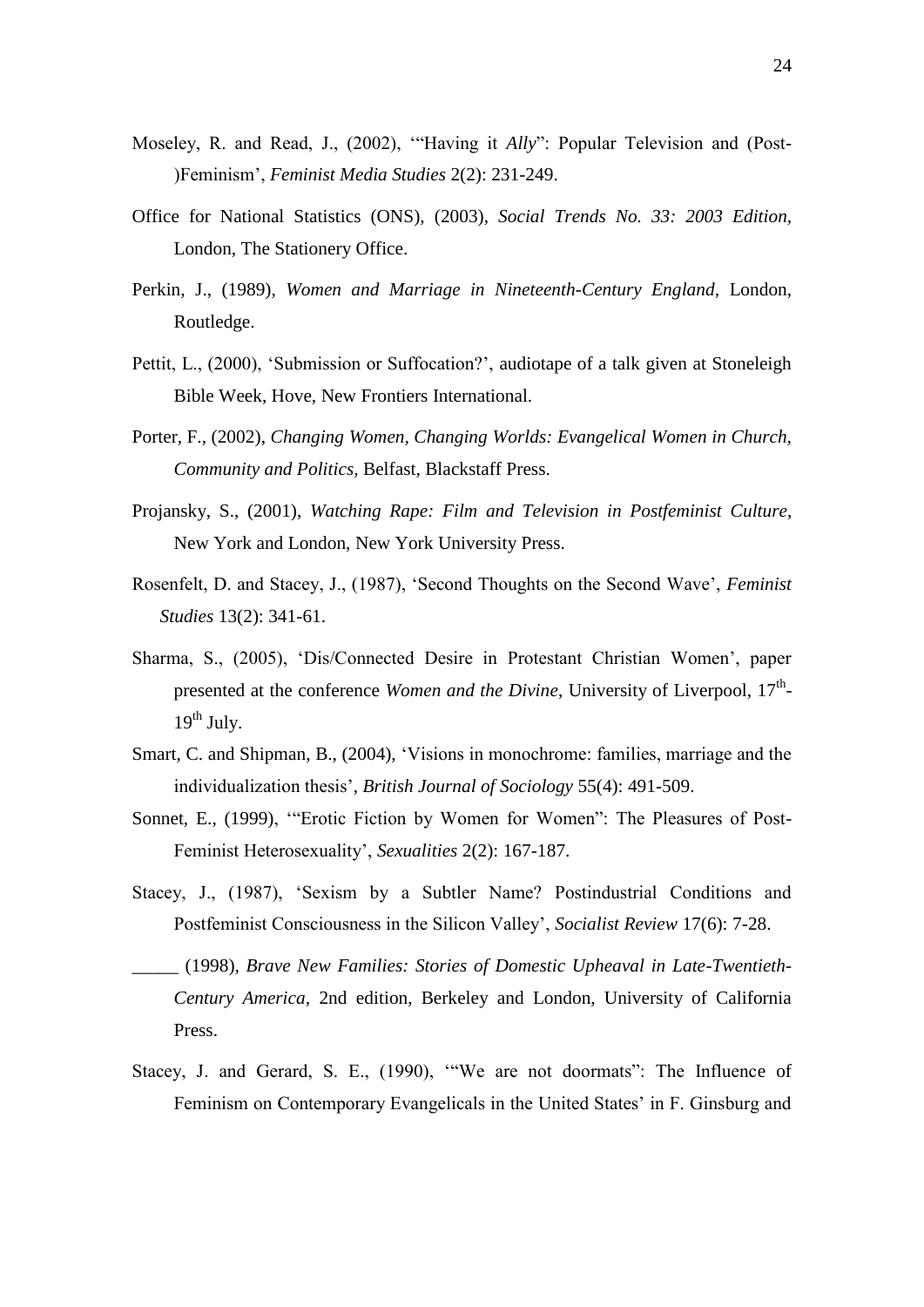Moseley, R. and Read, J., (2002), '"Having it *Ally*": Popular Television and (Post-)Feminism', *Feminist Media Studies* 2(2): 231-249.

Office for National Statistics (ONS), (2003), *Social Trends No. 33: 2003 Edition*, London, The Stationery Office.

Perkin, J., (1989), *Women and Marriage in Nineteenth-Century England*, London, Routledge.

Pettit, L., (2000), 'Submission or Suffocation?', audiotape of a talk given at Stoneleigh Bible Week, Hove, New Frontiers International.

Porter, F., (2002), *Changing Women, Changing Worlds: Evangelical Women in Church, Community and Politics*, Belfast, Blackstaff Press.

Projansky, S., (2001), *Watching Rape: Film and Television in Postfeminist Culture*, New York and London, New York University Press.

Rosenfelt, D. and Stacey, J., (1987), 'Second Thoughts on the Second Wave', *Feminist Studies* 13(2): 341-61.

Sharma, S., (2005), 'Dis/Connected Desire in Protestant Christian Women', paper presented at the conference *Women and the Divine*, University of Liverpool, 17th-19th July.

Smart, C. and Shipman, B., (2004), 'Visions in monochrome: families, marriage and the individualization thesis', *British Journal of Sociology* 55(4): 491-509.

Sonnet, E., (1999), '"Erotic Fiction by Women for Women": The Pleasures of Post-Feminist Heterosexuality', *Sexualities* 2(2): 167-187.

Stacey, J., (1987), 'Sexism by a Subtler Name? Postindustrial Conditions and Postfeminist Consciousness in the Silicon Valley', *Socialist Review* 17(6): 7-28.

_____ (1998), *Brave New Families: Stories of Domestic Upheaval in Late-Twentieth-Century America*, 2nd edition, Berkeley and London, University of California Press.

Stacey, J. and Gerard, S. E., (1990), '"We are not doormats": The Influence of Feminism on Contemporary Evangelicals in the United States' in F. Ginsburg and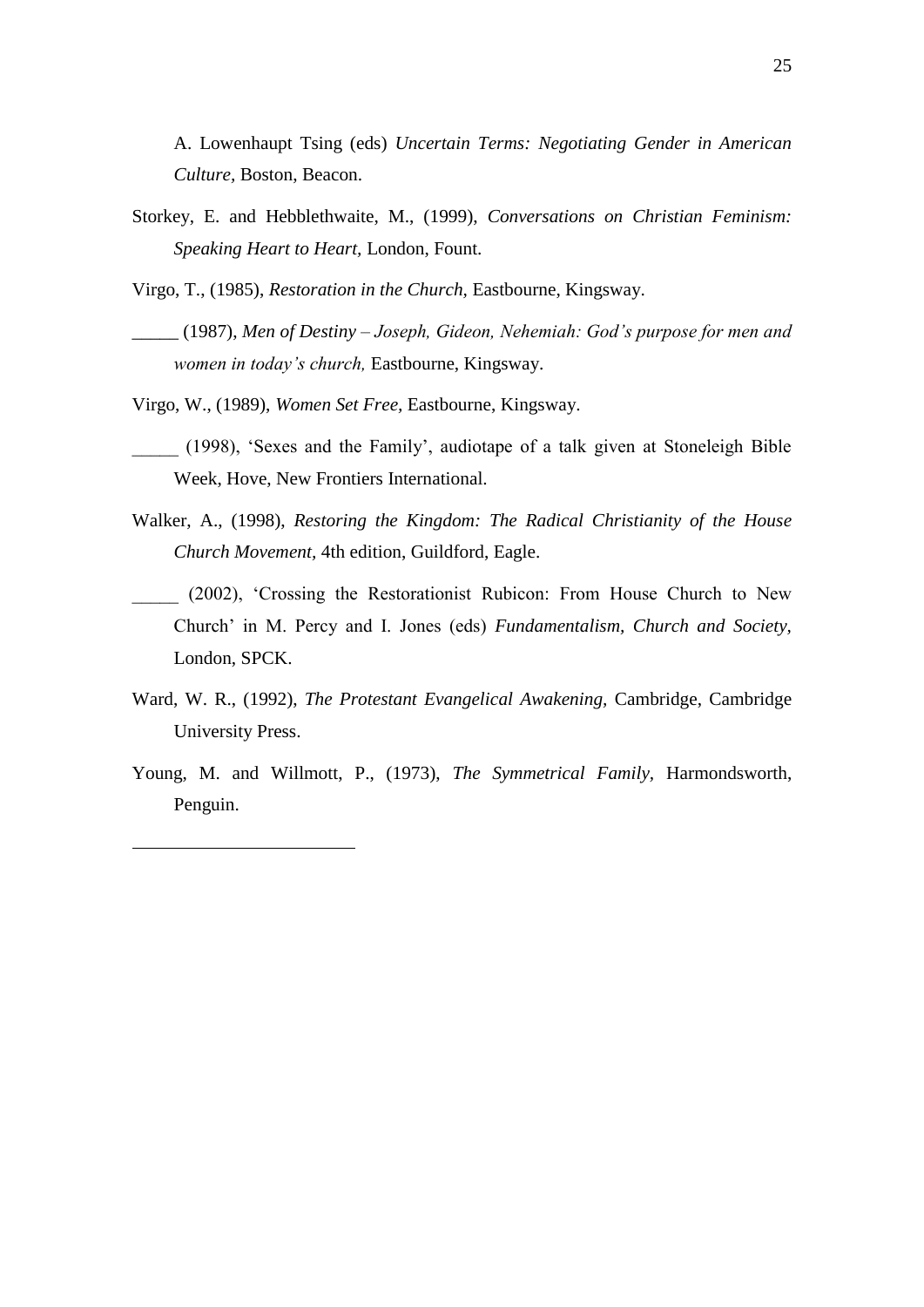A. Lowenhaupt Tsing (eds) *Uncertain Terms: Negotiating Gender in American Culture*, Boston, Beacon.

Storkey, E. and Hebblethwaite, M., (1999), *Conversations on Christian Feminism: Speaking Heart to Heart,* London, Fount.

Virgo, T., (1985), *Restoration in the Church*, Eastbourne, Kingsway.

_____ (1987), *Men of Destiny – Joseph, Gideon, Nehemiah: God's purpose for men and women in today's church,* Eastbourne, Kingsway.

Virgo, W., (1989), *Women Set Free*, Eastbourne, Kingsway.

_____ (1998), 'Sexes and the Family', audiotape of a talk given at Stoneleigh Bible Week, Hove, New Frontiers International.

Walker, A., (1998), *Restoring the Kingdom: The Radical Christianity of the House Church Movement,* 4th edition, Guildford, Eagle.

_____ (2002), 'Crossing the Restorationist Rubicon: From House Church to New Church' in M. Percy and I. Jones (eds) *Fundamentalism, Church and Society,* London, SPCK.

Ward, W. R., (1992), *The Protestant Evangelical Awakening,* Cambridge, Cambridge University Press.

Young, M. and Willmott, P., (1973), *The Symmetrical Family,* Harmondsworth, Penguin.